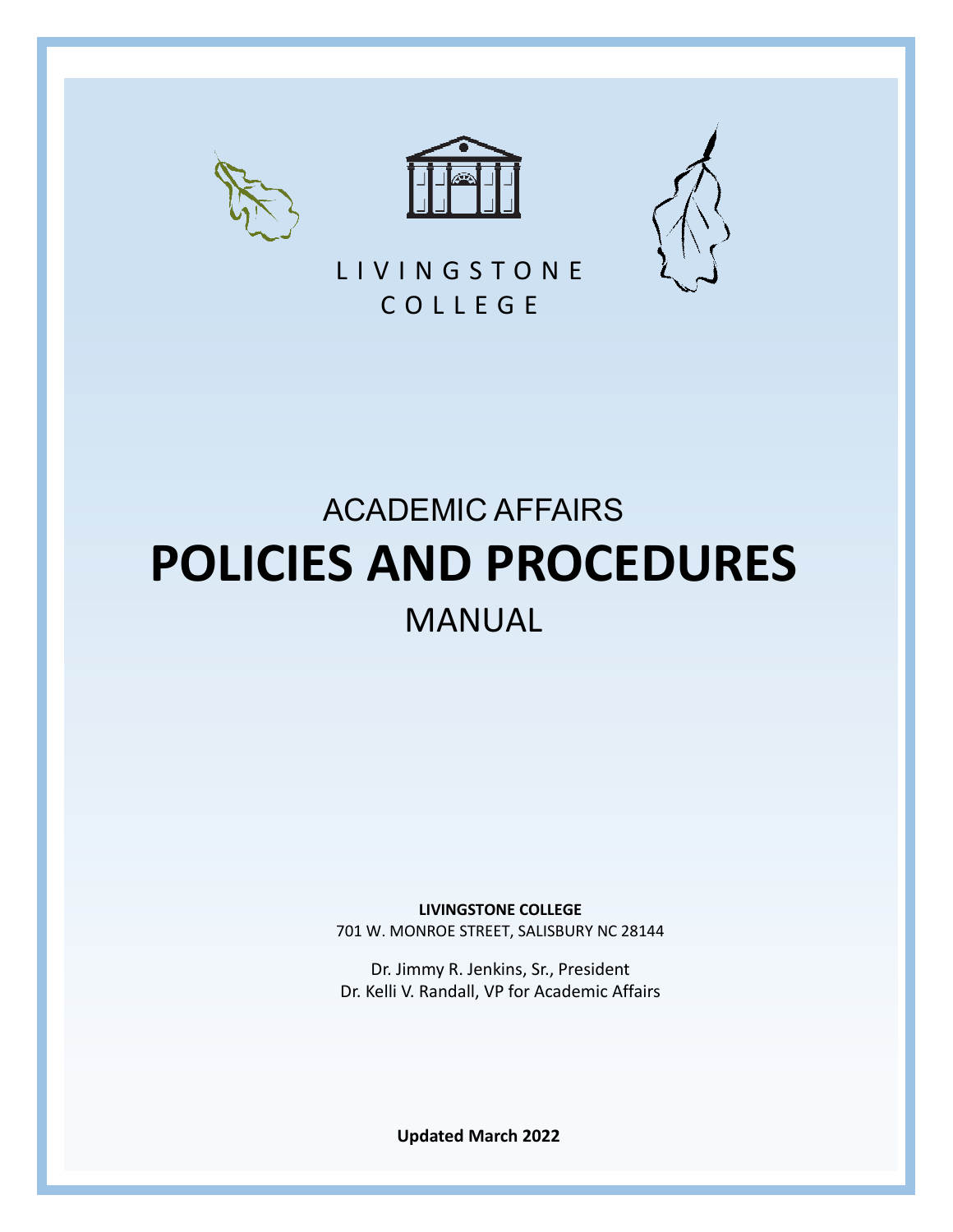LIVINGSTONE COLLEGE

# ACADEMIC AFFAIRS POLICIES AND PROCEDURES MANUAL

**LIVINGSTONE COLLEGE**
701 W. MONROE STREET, SALISBURY NC 28144

Dr. Jimmy R. Jenkins, Sr., President
Dr. Kelli V. Randall, VP for Academic Affairs

**Updated March 2022**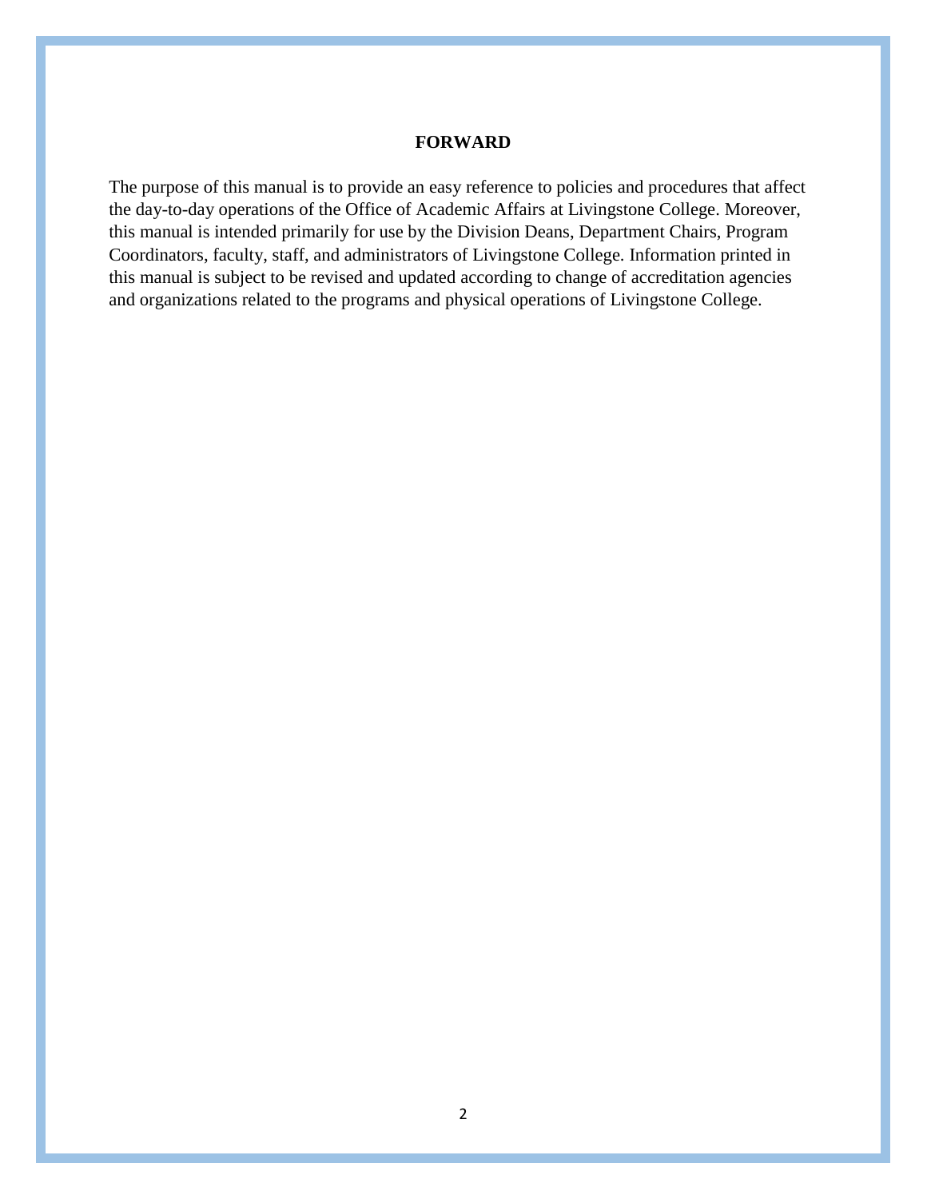# FORWARD

The purpose of this manual is to provide an easy reference to policies and procedures that affect the day-to-day operations of the Office of Academic Affairs at Livingstone College. Moreover, this manual is intended primarily for use by the Division Deans, Department Chairs, Program Coordinators, faculty, staff, and administrators of Livingstone College. Information printed in this manual is subject to be revised and updated according to change of accreditation agencies and organizations related to the programs and physical operations of Livingstone College.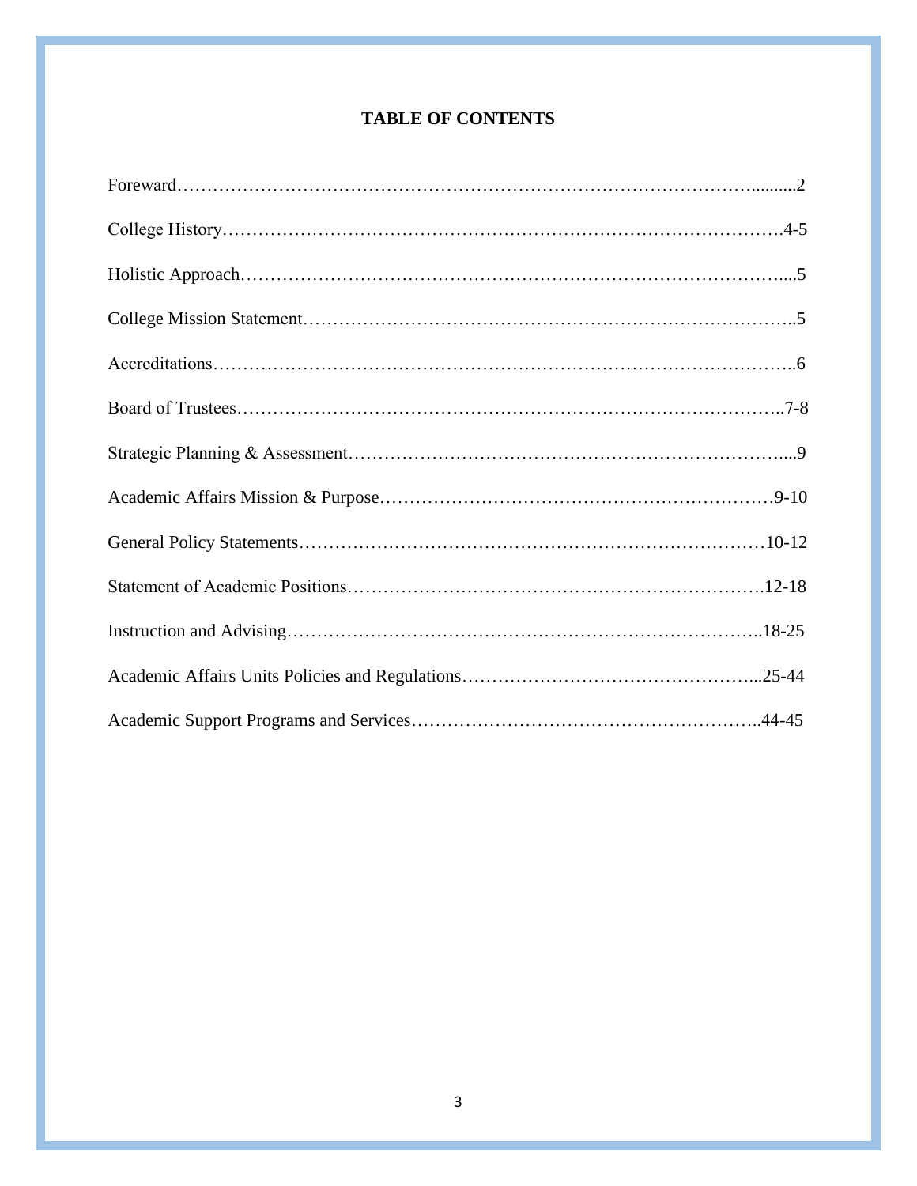# TABLE OF CONTENTS

| Section | Page |
|---|---|
| Foreward | 2 |
| College History | 4-5 |
| Holistic Approach | 5 |
| College Mission Statement | 5 |
| Accreditations | 6 |
| Board of Trustees | 7-8 |
| Strategic Planning & Assessment | 9 |
| Academic Affairs Mission & Purpose | 9-10 |
| General Policy Statements | 10-12 |
| Statement of Academic Positions | 12-18 |
| Instruction and Advising | 18-25 |
| Academic Affairs Units Policies and Regulations | 25-44 |
| Academic Support Programs and Services | 44-45 |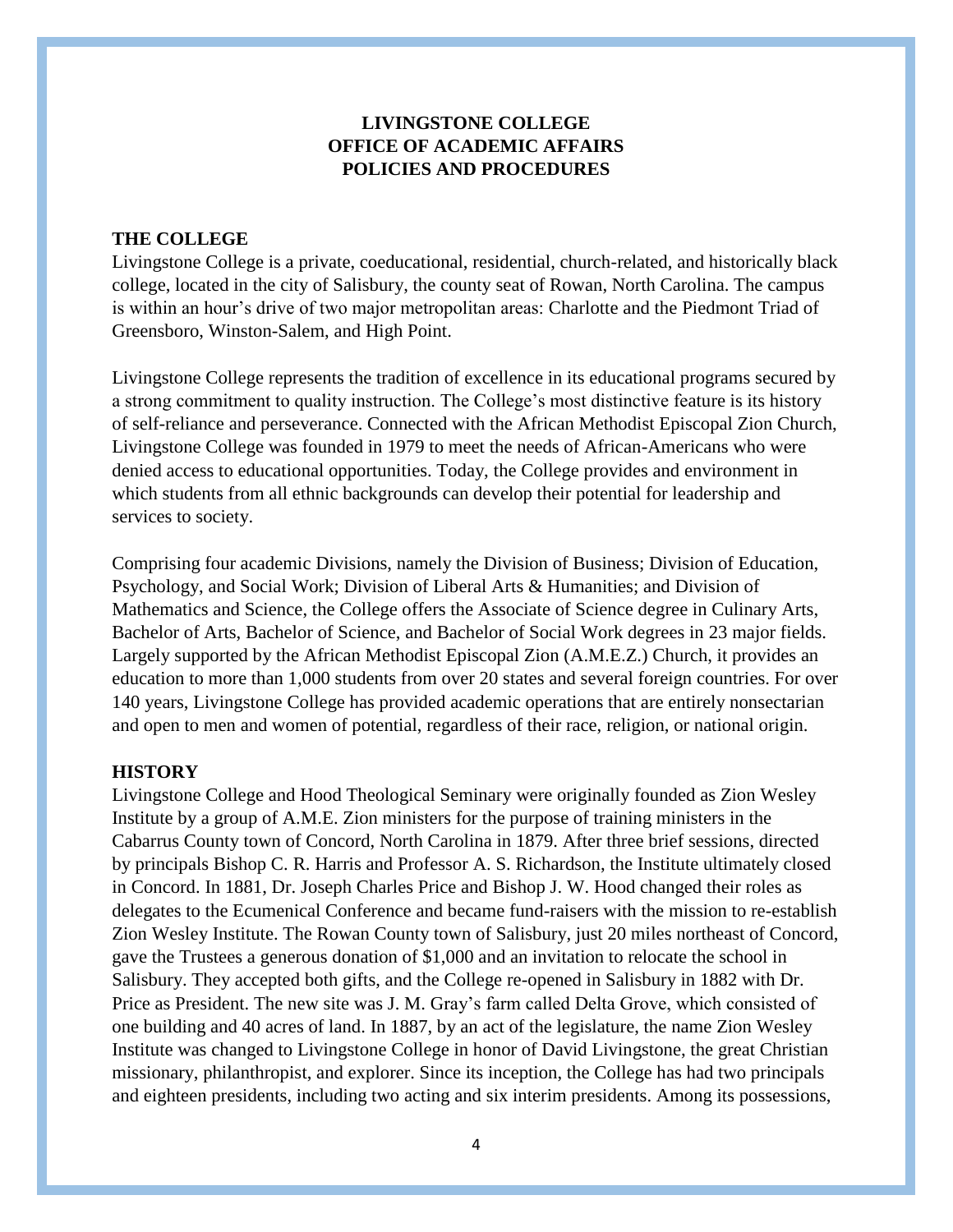**LIVINGSTONE COLLEGE**
**OFFICE OF ACADEMIC AFFAIRS**
**POLICIES AND PROCEDURES**

## THE COLLEGE

Livingstone College is a private, coeducational, residential, church-related, and historically black college, located in the city of Salisbury, the county seat of Rowan, North Carolina. The campus is within an hour's drive of two major metropolitan areas: Charlotte and the Piedmont Triad of Greensboro, Winston-Salem, and High Point.

Livingstone College represents the tradition of excellence in its educational programs secured by a strong commitment to quality instruction. The College's most distinctive feature is its history of self-reliance and perseverance. Connected with the African Methodist Episcopal Zion Church, Livingstone College was founded in 1979 to meet the needs of African-Americans who were denied access to educational opportunities. Today, the College provides and environment in which students from all ethnic backgrounds can develop their potential for leadership and services to society.

Comprising four academic Divisions, namely the Division of Business; Division of Education, Psychology, and Social Work; Division of Liberal Arts & Humanities; and Division of Mathematics and Science, the College offers the Associate of Science degree in Culinary Arts, Bachelor of Arts, Bachelor of Science, and Bachelor of Social Work degrees in 23 major fields. Largely supported by the African Methodist Episcopal Zion (A.M.E.Z.) Church, it provides an education to more than 1,000 students from over 20 states and several foreign countries. For over 140 years, Livingstone College has provided academic operations that are entirely nonsectarian and open to men and women of potential, regardless of their race, religion, or national origin.

## HISTORY

Livingstone College and Hood Theological Seminary were originally founded as Zion Wesley Institute by a group of A.M.E. Zion ministers for the purpose of training ministers in the Cabarrus County town of Concord, North Carolina in 1879. After three brief sessions, directed by principals Bishop C. R. Harris and Professor A. S. Richardson, the Institute ultimately closed in Concord. In 1881, Dr. Joseph Charles Price and Bishop J. W. Hood changed their roles as delegates to the Ecumenical Conference and became fund-raisers with the mission to re-establish Zion Wesley Institute. The Rowan County town of Salisbury, just 20 miles northeast of Concord, gave the Trustees a generous donation of $1,000 and an invitation to relocate the school in Salisbury. They accepted both gifts, and the College re-opened in Salisbury in 1882 with Dr. Price as President. The new site was J. M. Gray's farm called Delta Grove, which consisted of one building and 40 acres of land. In 1887, by an act of the legislature, the name Zion Wesley Institute was changed to Livingstone College in honor of David Livingstone, the great Christian missionary, philanthropist, and explorer. Since its inception, the College has had two principals and eighteen presidents, including two acting and six interim presidents. Among its possessions,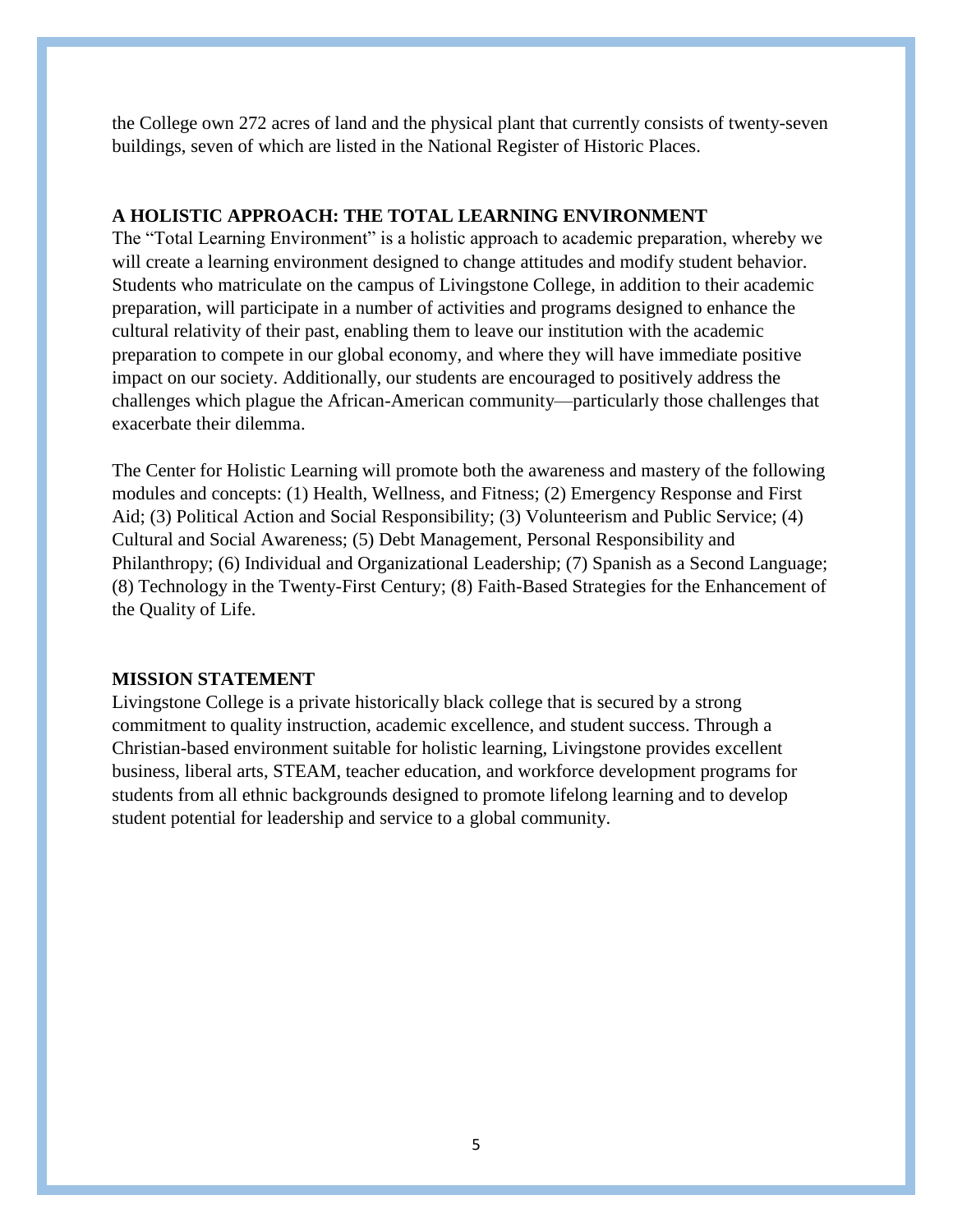the College own 272 acres of land and the physical plant that currently consists of twenty-seven buildings, seven of which are listed in the National Register of Historic Places.

## A HOLISTIC APPROACH: THE TOTAL LEARNING ENVIRONMENT

The "Total Learning Environment" is a holistic approach to academic preparation, whereby we will create a learning environment designed to change attitudes and modify student behavior. Students who matriculate on the campus of Livingstone College, in addition to their academic preparation, will participate in a number of activities and programs designed to enhance the cultural relativity of their past, enabling them to leave our institution with the academic preparation to compete in our global economy, and where they will have immediate positive impact on our society. Additionally, our students are encouraged to positively address the challenges which plague the African-American community—particularly those challenges that exacerbate their dilemma.

The Center for Holistic Learning will promote both the awareness and mastery of the following modules and concepts: (1) Health, Wellness, and Fitness; (2) Emergency Response and First Aid; (3) Political Action and Social Responsibility; (3) Volunteerism and Public Service; (4) Cultural and Social Awareness; (5) Debt Management, Personal Responsibility and Philanthropy; (6) Individual and Organizational Leadership; (7) Spanish as a Second Language; (8) Technology in the Twenty-First Century; (8) Faith-Based Strategies for the Enhancement of the Quality of Life.

## MISSION STATEMENT

Livingstone College is a private historically black college that is secured by a strong commitment to quality instruction, academic excellence, and student success. Through a Christian-based environment suitable for holistic learning, Livingstone provides excellent business, liberal arts, STEAM, teacher education, and workforce development programs for students from all ethnic backgrounds designed to promote lifelong learning and to develop student potential for leadership and service to a global community.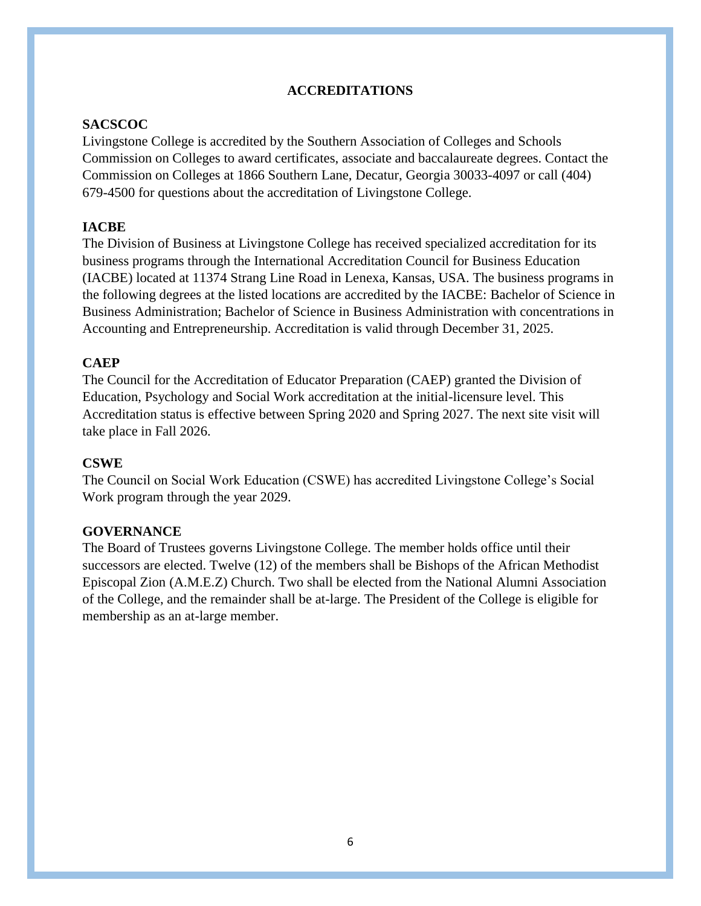# ACCREDITATIONS

## SACSCOC

Livingstone College is accredited by the Southern Association of Colleges and Schools Commission on Colleges to award certificates, associate and baccalaureate degrees. Contact the Commission on Colleges at 1866 Southern Lane, Decatur, Georgia 30033-4097 or call (404) 679-4500 for questions about the accreditation of Livingstone College.

## IACBE

The Division of Business at Livingstone College has received specialized accreditation for its business programs through the International Accreditation Council for Business Education (IACBE) located at 11374 Strang Line Road in Lenexa, Kansas, USA. The business programs in the following degrees at the listed locations are accredited by the IACBE: Bachelor of Science in Business Administration; Bachelor of Science in Business Administration with concentrations in Accounting and Entrepreneurship. Accreditation is valid through December 31, 2025.

## CAEP

The Council for the Accreditation of Educator Preparation (CAEP) granted the Division of Education, Psychology and Social Work accreditation at the initial-licensure level. This Accreditation status is effective between Spring 2020 and Spring 2027. The next site visit will take place in Fall 2026.

## CSWE

The Council on Social Work Education (CSWE) has accredited Livingstone College's Social Work program through the year 2029.

## GOVERNANCE

The Board of Trustees governs Livingstone College. The member holds office until their successors are elected. Twelve (12) of the members shall be Bishops of the African Methodist Episcopal Zion (A.M.E.Z) Church. Two shall be elected from the National Alumni Association of the College, and the remainder shall be at-large. The President of the College is eligible for membership as an at-large member.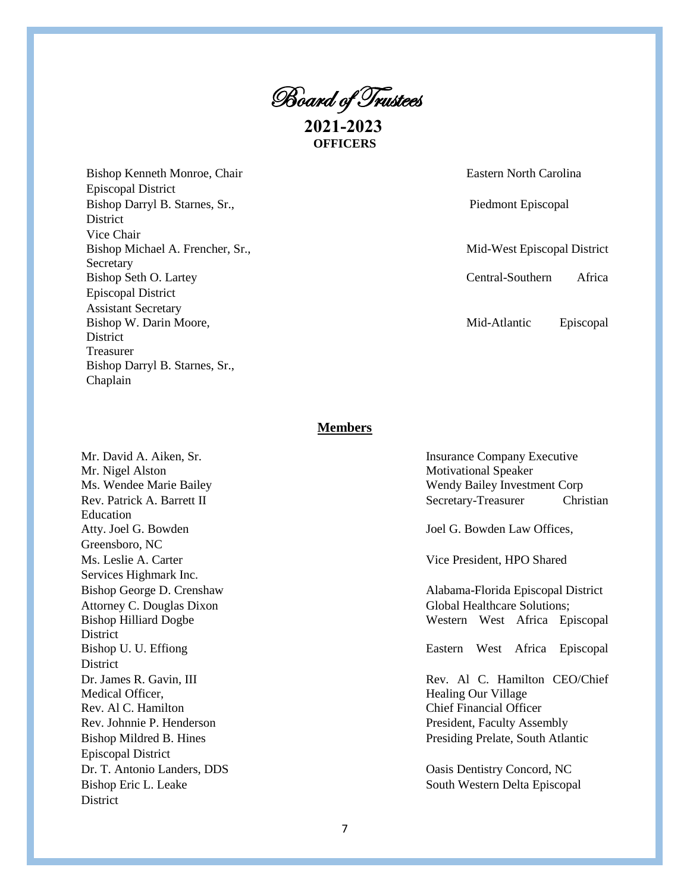# Board of Trustees

## 2021-2023

### OFFICERS

Bishop Kenneth Monroe, Chair Eastern North Carolina Episcopal District
Bishop Darryl B. Starnes, Sr., Piedmont Episcopal District
Vice Chair
Bishop Michael A. Frencher, Sr., Mid-West Episcopal District
Secretary
Bishop Seth O. Lartey Central-Southern Africa Episcopal District
Assistant Secretary
Bishop W. Darin Moore, Mid-Atlantic Episcopal District
Treasurer
Bishop Darryl B. Starnes, Sr.,
Chaplain

### Members

Mr. David A. Aiken, Sr. Insurance Company Executive
Mr. Nigel Alston Motivational Speaker
Ms. Wendee Marie Bailey Wendy Bailey Investment Corp
Rev. Patrick A. Barrett II Secretary-Treasurer Christian Education
Atty. Joel G. Bowden Joel G. Bowden Law Offices, Greensboro, NC
Ms. Leslie A. Carter Vice President, HPO Shared Services Highmark Inc.
Bishop George D. Crenshaw Alabama-Florida Episcopal District
Attorney C. Douglas Dixon Global Healthcare Solutions;
Bishop Hilliard Dogbe Western West Africa Episcopal District
Bishop U. U. Effiong Eastern West Africa Episcopal District
Dr. James R. Gavin, III Rev. Al C. Hamilton CEO/Chief Medical Officer, Healing Our Village
Rev. Al C. Hamilton Chief Financial Officer
Rev. Johnnie P. Henderson President, Faculty Assembly
Bishop Mildred B. Hines Presiding Prelate, South Atlantic Episcopal District
Dr. T. Antonio Landers, DDS Oasis Dentistry Concord, NC
Bishop Eric L. Leake South Western Delta Episcopal District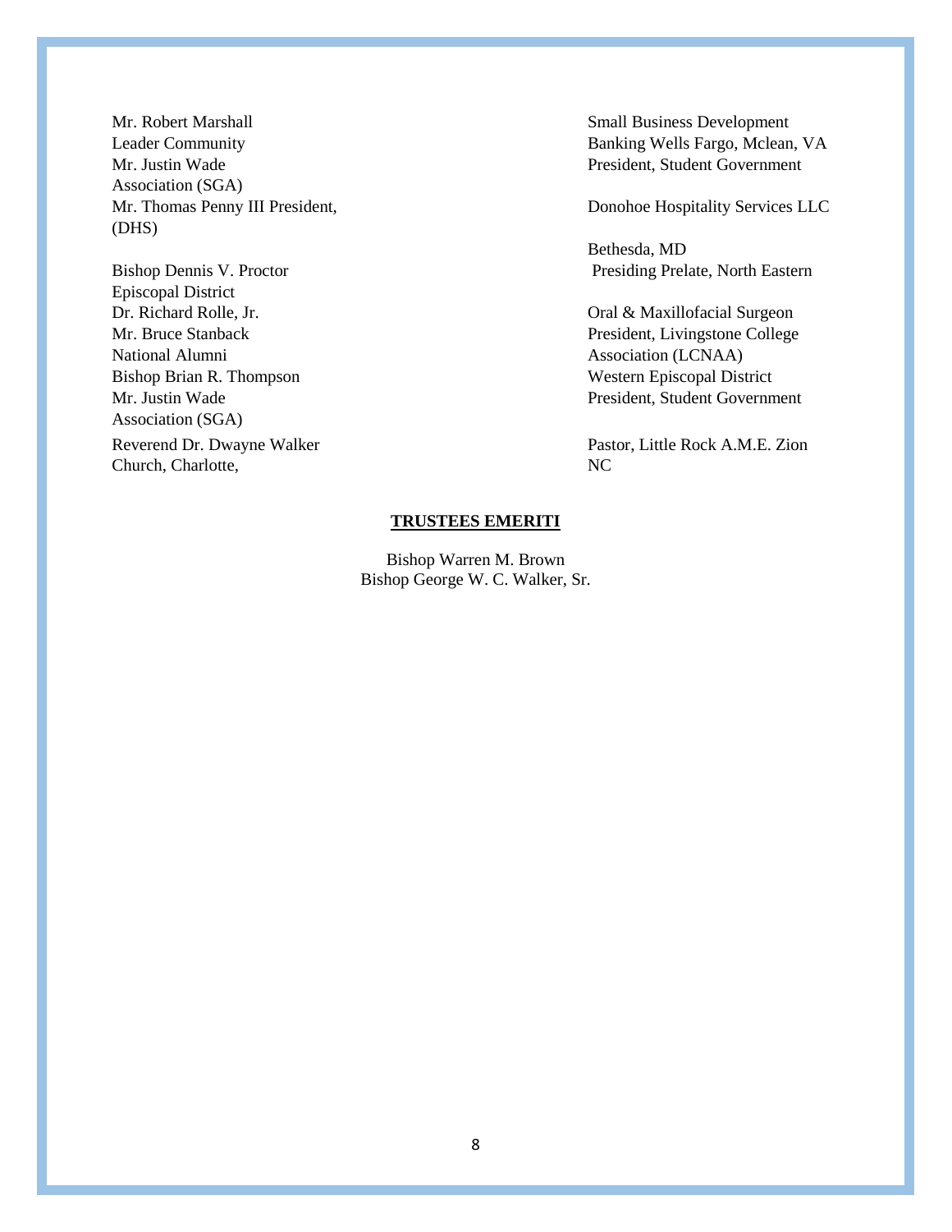Mr. Robert Marshall Small Business Development Leader Community Banking Wells Fargo, Mclean, VA

Mr. Justin Wade President, Student Government Association (SGA)

Mr. Thomas Penny III President, Donohoe Hospitality Services LLC (DHS) Bethesda, MD

Bishop Dennis V. Proctor Presiding Prelate, North Eastern Episcopal District

Dr. Richard Rolle, Jr. Oral & Maxillofacial Surgeon

Mr. Bruce Stanback President, Livingstone College National Alumni Association (LCNAA)

Bishop Brian R. Thompson Western Episcopal District

Mr. Justin Wade President, Student Government Association (SGA)

Reverend Dr. Dwayne Walker Pastor, Little Rock A.M.E. Zion Church, Charlotte, NC

**TRUSTEES EMERITI**

Bishop Warren M. Brown
Bishop George W. C. Walker, Sr.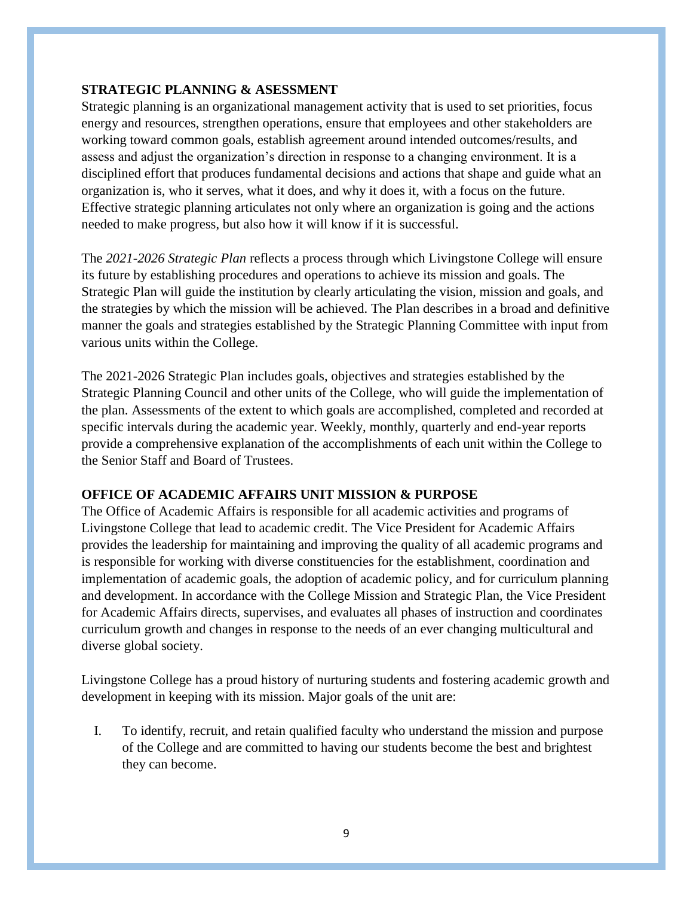## STRATEGIC PLANNING & ASESSMENT

Strategic planning is an organizational management activity that is used to set priorities, focus energy and resources, strengthen operations, ensure that employees and other stakeholders are working toward common goals, establish agreement around intended outcomes/results, and assess and adjust the organization's direction in response to a changing environment. It is a disciplined effort that produces fundamental decisions and actions that shape and guide what an organization is, who it serves, what it does, and why it does it, with a focus on the future. Effective strategic planning articulates not only where an organization is going and the actions needed to make progress, but also how it will know if it is successful.

The *2021-2026 Strategic Plan* reflects a process through which Livingstone College will ensure its future by establishing procedures and operations to achieve its mission and goals. The Strategic Plan will guide the institution by clearly articulating the vision, mission and goals, and the strategies by which the mission will be achieved. The Plan describes in a broad and definitive manner the goals and strategies established by the Strategic Planning Committee with input from various units within the College.

The 2021-2026 Strategic Plan includes goals, objectives and strategies established by the Strategic Planning Council and other units of the College, who will guide the implementation of the plan. Assessments of the extent to which goals are accomplished, completed and recorded at specific intervals during the academic year. Weekly, monthly, quarterly and end-year reports provide a comprehensive explanation of the accomplishments of each unit within the College to the Senior Staff and Board of Trustees.

## OFFICE OF ACADEMIC AFFAIRS UNIT MISSION & PURPOSE

The Office of Academic Affairs is responsible for all academic activities and programs of Livingstone College that lead to academic credit. The Vice President for Academic Affairs provides the leadership for maintaining and improving the quality of all academic programs and is responsible for working with diverse constituencies for the establishment, coordination and implementation of academic goals, the adoption of academic policy, and for curriculum planning and development. In accordance with the College Mission and Strategic Plan, the Vice President for Academic Affairs directs, supervises, and evaluates all phases of instruction and coordinates curriculum growth and changes in response to the needs of an ever changing multicultural and diverse global society.

Livingstone College has a proud history of nurturing students and fostering academic growth and development in keeping with its mission. Major goals of the unit are:

I. To identify, recruit, and retain qualified faculty who understand the mission and purpose of the College and are committed to having our students become the best and brightest they can become.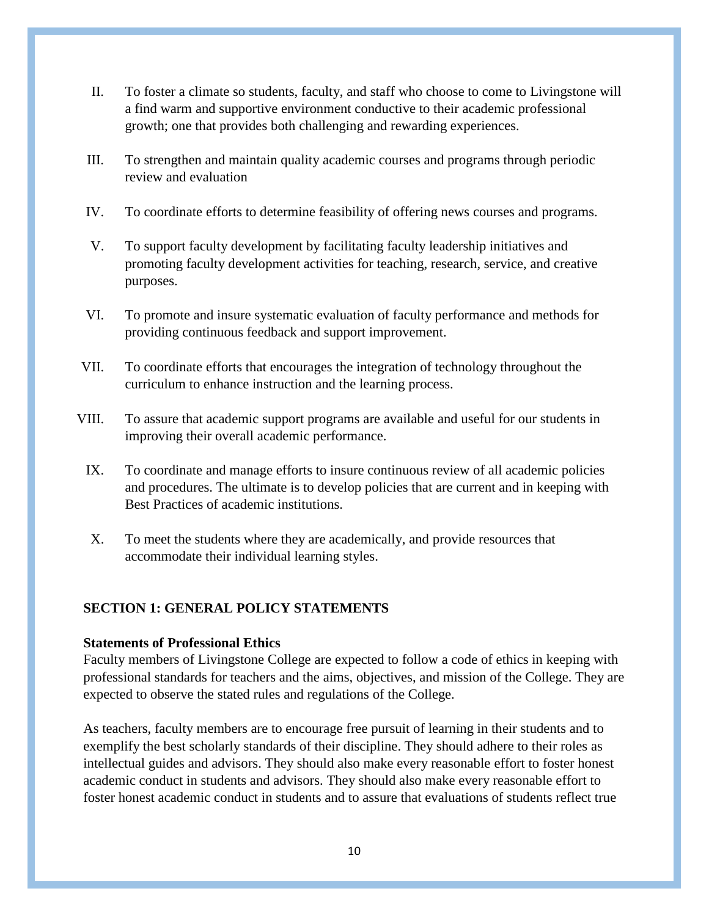II. To foster a climate so students, faculty, and staff who choose to come to Livingstone will a find warm and supportive environment conductive to their academic professional growth; one that provides both challenging and rewarding experiences.

III. To strengthen and maintain quality academic courses and programs through periodic review and evaluation

IV. To coordinate efforts to determine feasibility of offering news courses and programs.

V. To support faculty development by facilitating faculty leadership initiatives and promoting faculty development activities for teaching, research, service, and creative purposes.

VI. To promote and insure systematic evaluation of faculty performance and methods for providing continuous feedback and support improvement.

VII. To coordinate efforts that encourages the integration of technology throughout the curriculum to enhance instruction and the learning process.

VIII. To assure that academic support programs are available and useful for our students in improving their overall academic performance.

IX. To coordinate and manage efforts to insure continuous review of all academic policies and procedures. The ultimate is to develop policies that are current and in keeping with Best Practices of academic institutions.

X. To meet the students where they are academically, and provide resources that accommodate their individual learning styles.

## SECTION 1: GENERAL POLICY STATEMENTS

### Statements of Professional Ethics

Faculty members of Livingstone College are expected to follow a code of ethics in keeping with professional standards for teachers and the aims, objectives, and mission of the College. They are expected to observe the stated rules and regulations of the College.

As teachers, faculty members are to encourage free pursuit of learning in their students and to exemplify the best scholarly standards of their discipline. They should adhere to their roles as intellectual guides and advisors. They should also make every reasonable effort to foster honest academic conduct in students and advisors. They should also make every reasonable effort to foster honest academic conduct in students and to assure that evaluations of students reflect true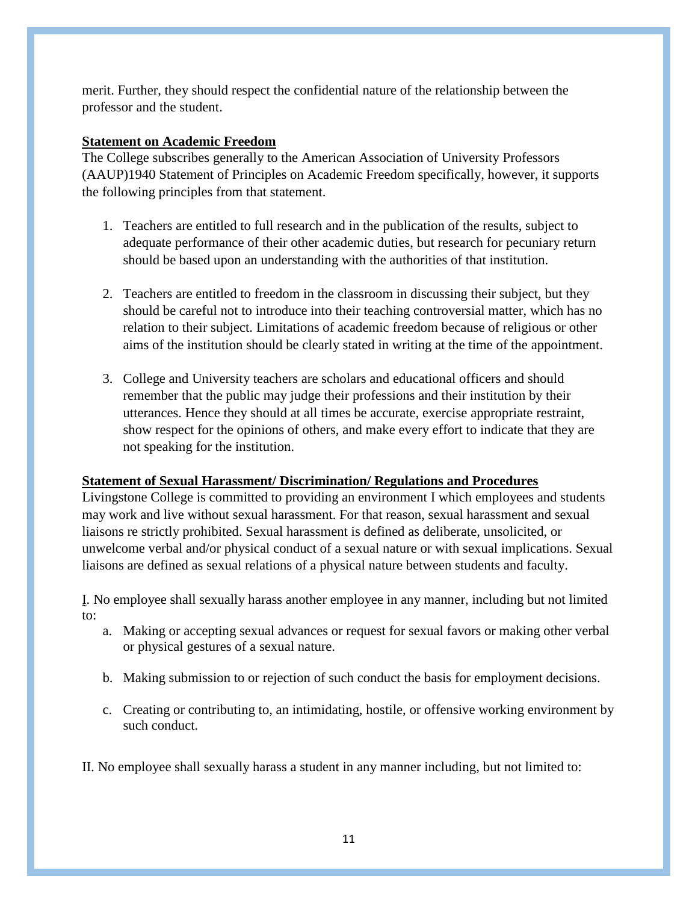merit. Further, they should respect the confidential nature of the relationship between the professor and the student.

**Statement on Academic Freedom**

The College subscribes generally to the American Association of University Professors (AAUP)1940 Statement of Principles on Academic Freedom specifically, however, it supports the following principles from that statement.

1. Teachers are entitled to full research and in the publication of the results, subject to adequate performance of their other academic duties, but research for pecuniary return should be based upon an understanding with the authorities of that institution.

2. Teachers are entitled to freedom in the classroom in discussing their subject, but they should be careful not to introduce into their teaching controversial matter, which has no relation to their subject. Limitations of academic freedom because of religious or other aims of the institution should be clearly stated in writing at the time of the appointment.

3. College and University teachers are scholars and educational officers and should remember that the public may judge their professions and their institution by their utterances. Hence they should at all times be accurate, exercise appropriate restraint, show respect for the opinions of others, and make every effort to indicate that they are not speaking for the institution.

**Statement of Sexual Harassment/ Discrimination/ Regulations and Procedures**

Livingstone College is committed to providing an environment I which employees and students may work and live without sexual harassment. For that reason, sexual harassment and sexual liaisons re strictly prohibited. Sexual harassment is defined as deliberate, unsolicited, or unwelcome verbal and/or physical conduct of a sexual nature or with sexual implications. Sexual liaisons are defined as sexual relations of a physical nature between students and faculty.

I. No employee shall sexually harass another employee in any manner, including but not limited to:

a. Making or accepting sexual advances or request for sexual favors or making other verbal or physical gestures of a sexual nature.

b. Making submission to or rejection of such conduct the basis for employment decisions.

c. Creating or contributing to, an intimidating, hostile, or offensive working environment by such conduct.

II. No employee shall sexually harass a student in any manner including, but not limited to: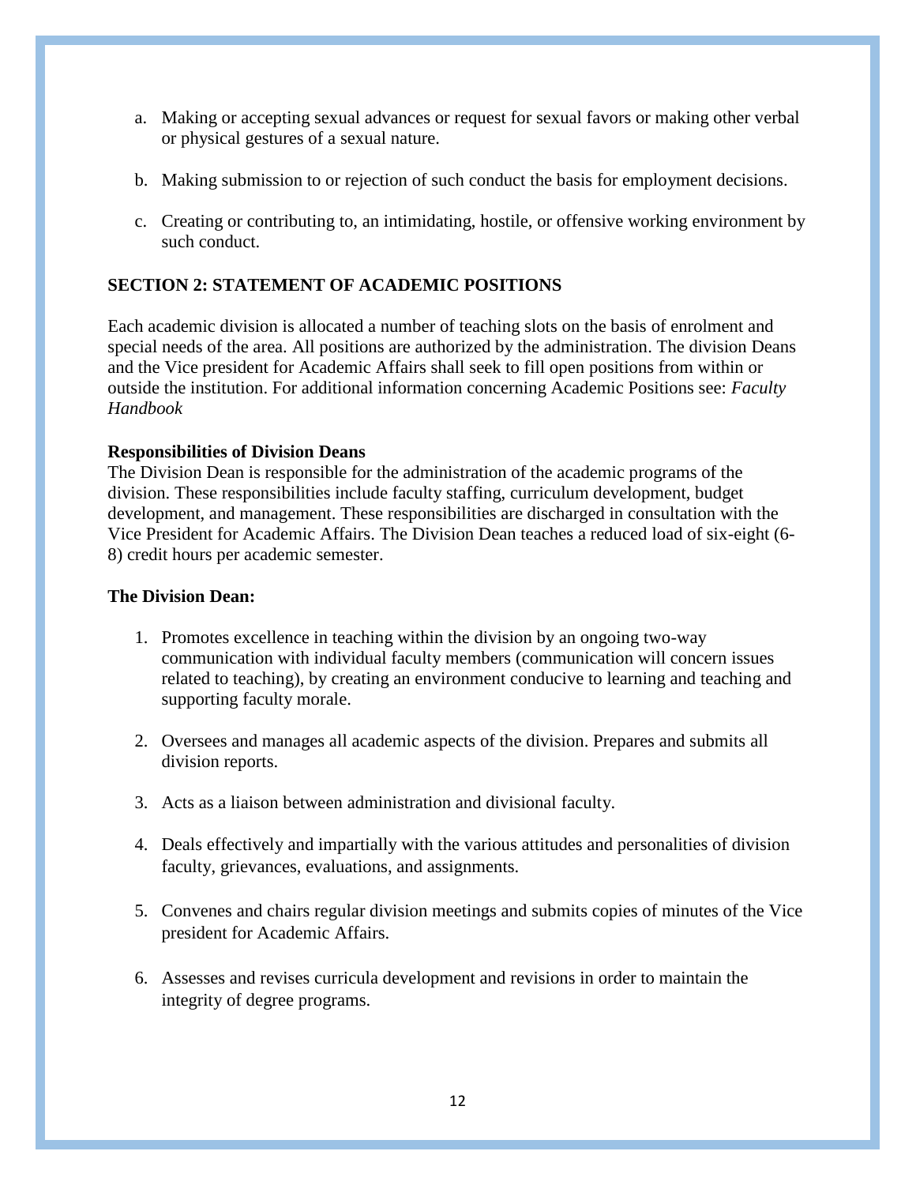a. Making or accepting sexual advances or request for sexual favors or making other verbal or physical gestures of a sexual nature.

b. Making submission to or rejection of such conduct the basis for employment decisions.

c. Creating or contributing to, an intimidating, hostile, or offensive working environment by such conduct.

## SECTION 2: STATEMENT OF ACADEMIC POSITIONS

Each academic division is allocated a number of teaching slots on the basis of enrolment and special needs of the area. All positions are authorized by the administration. The division Deans and the Vice president for Academic Affairs shall seek to fill open positions from within or outside the institution. For additional information concerning Academic Positions see: *Faculty Handbook*

### Responsibilities of Division Deans

The Division Dean is responsible for the administration of the academic programs of the division. These responsibilities include faculty staffing, curriculum development, budget development, and management. These responsibilities are discharged in consultation with the Vice President for Academic Affairs. The Division Dean teaches a reduced load of six-eight (6-8) credit hours per academic semester.

### The Division Dean:

1. Promotes excellence in teaching within the division by an ongoing two-way communication with individual faculty members (communication will concern issues related to teaching), by creating an environment conducive to learning and teaching and supporting faculty morale.

2. Oversees and manages all academic aspects of the division. Prepares and submits all division reports.

3. Acts as a liaison between administration and divisional faculty.

4. Deals effectively and impartially with the various attitudes and personalities of division faculty, grievances, evaluations, and assignments.

5. Convenes and chairs regular division meetings and submits copies of minutes of the Vice president for Academic Affairs.

6. Assesses and revises curricula development and revisions in order to maintain the integrity of degree programs.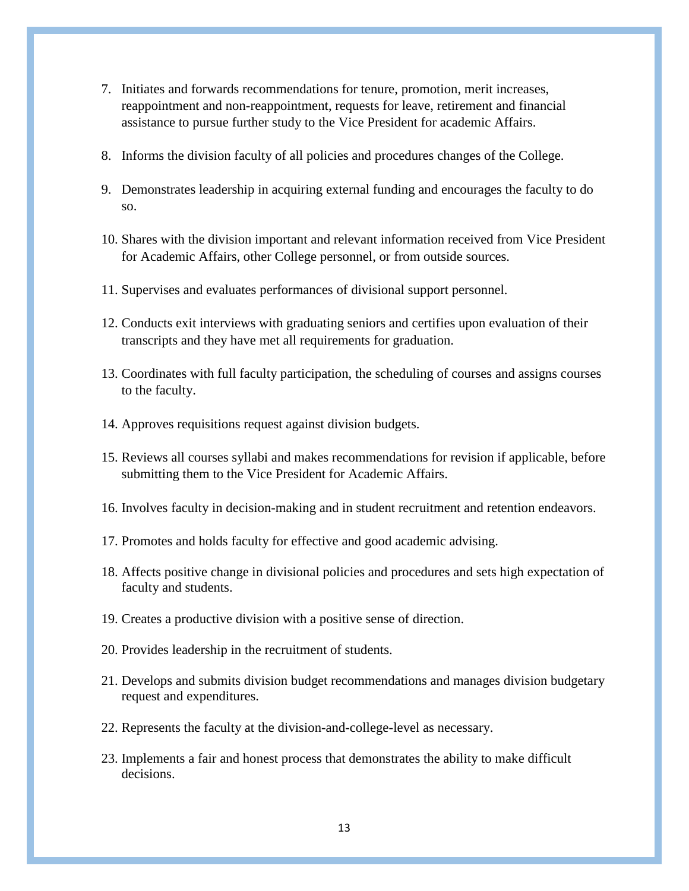7. Initiates and forwards recommendations for tenure, promotion, merit increases, reappointment and non-reappointment, requests for leave, retirement and financial assistance to pursue further study to the Vice President for academic Affairs.

8. Informs the division faculty of all policies and procedures changes of the College.

9. Demonstrates leadership in acquiring external funding and encourages the faculty to do so.

10. Shares with the division important and relevant information received from Vice President for Academic Affairs, other College personnel, or from outside sources.

11. Supervises and evaluates performances of divisional support personnel.

12. Conducts exit interviews with graduating seniors and certifies upon evaluation of their transcripts and they have met all requirements for graduation.

13. Coordinates with full faculty participation, the scheduling of courses and assigns courses to the faculty.

14. Approves requisitions request against division budgets.

15. Reviews all courses syllabi and makes recommendations for revision if applicable, before submitting them to the Vice President for Academic Affairs.

16. Involves faculty in decision-making and in student recruitment and retention endeavors.

17. Promotes and holds faculty for effective and good academic advising.

18. Affects positive change in divisional policies and procedures and sets high expectation of faculty and students.

19. Creates a productive division with a positive sense of direction.

20. Provides leadership in the recruitment of students.

21. Develops and submits division budget recommendations and manages division budgetary request and expenditures.

22. Represents the faculty at the division-and-college-level as necessary.

23. Implements a fair and honest process that demonstrates the ability to make difficult decisions.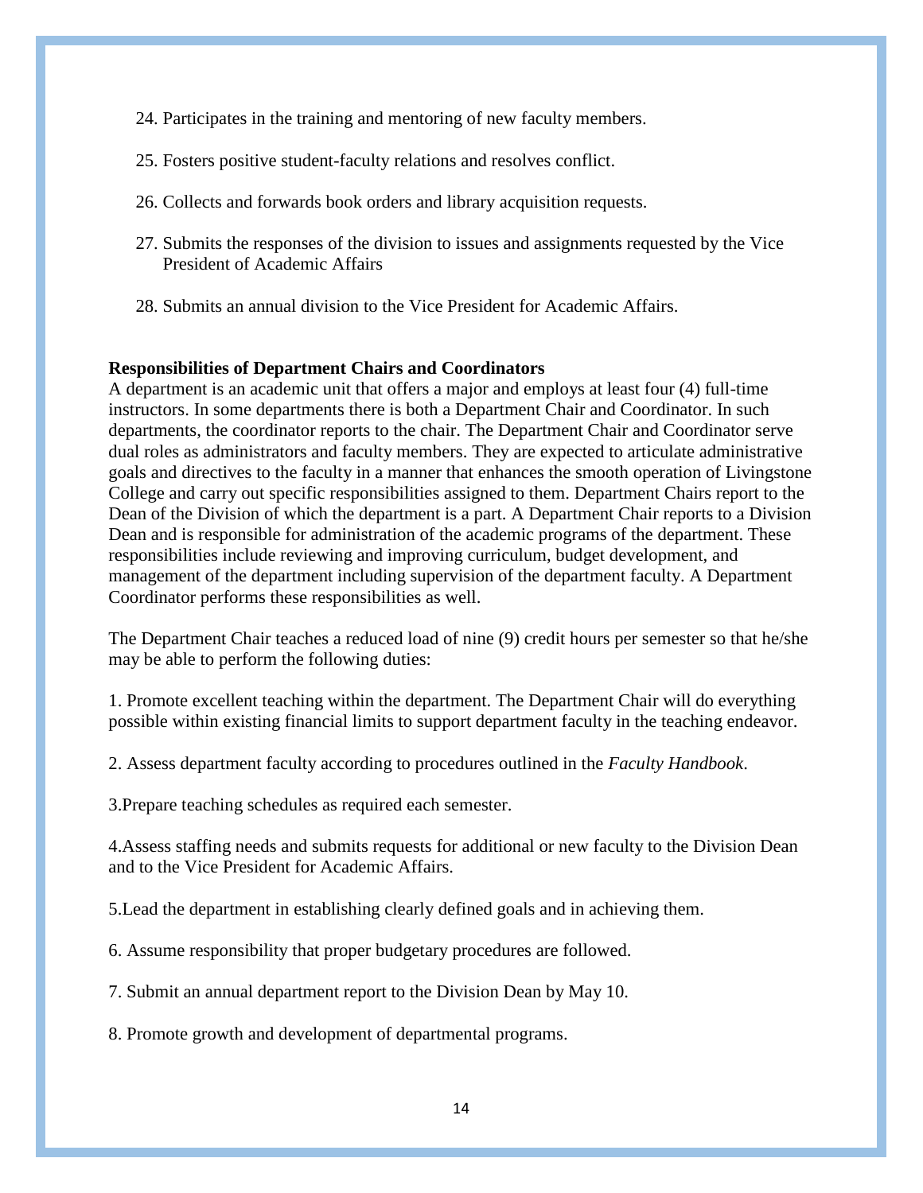24. Participates in the training and mentoring of new faculty members.

25. Fosters positive student-faculty relations and resolves conflict.

26. Collects and forwards book orders and library acquisition requests.

27. Submits the responses of the division to issues and assignments requested by the Vice President of Academic Affairs

28. Submits an annual division to the Vice President for Academic Affairs.

**Responsibilities of Department Chairs and Coordinators**

A department is an academic unit that offers a major and employs at least four (4) full-time instructors. In some departments there is both a Department Chair and Coordinator. In such departments, the coordinator reports to the chair. The Department Chair and Coordinator serve dual roles as administrators and faculty members. They are expected to articulate administrative goals and directives to the faculty in a manner that enhances the smooth operation of Livingstone College and carry out specific responsibilities assigned to them. Department Chairs report to the Dean of the Division of which the department is a part. A Department Chair reports to a Division Dean and is responsible for administration of the academic programs of the department. These responsibilities include reviewing and improving curriculum, budget development, and management of the department including supervision of the department faculty. A Department Coordinator performs these responsibilities as well.

The Department Chair teaches a reduced load of nine (9) credit hours per semester so that he/she may be able to perform the following duties:

1. Promote excellent teaching within the department. The Department Chair will do everything possible within existing financial limits to support department faculty in the teaching endeavor.

2. Assess department faculty according to procedures outlined in the *Faculty Handbook*.

3.Prepare teaching schedules as required each semester.

4.Assess staffing needs and submits requests for additional or new faculty to the Division Dean and to the Vice President for Academic Affairs.

5.Lead the department in establishing clearly defined goals and in achieving them.

6. Assume responsibility that proper budgetary procedures are followed.

7. Submit an annual department report to the Division Dean by May 10.

8. Promote growth and development of departmental programs.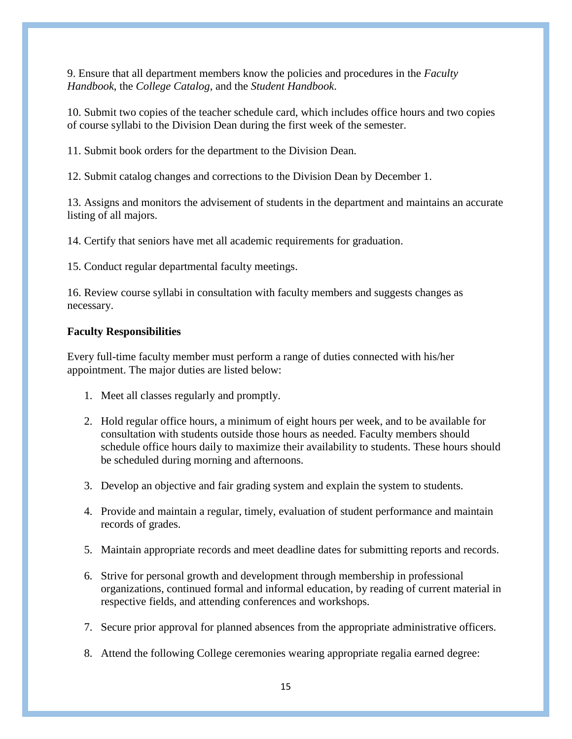9. Ensure that all department members know the policies and procedures in the *Faculty Handbook*, the *College Catalog*, and the *Student Handbook*.

10. Submit two copies of the teacher schedule card, which includes office hours and two copies of course syllabi to the Division Dean during the first week of the semester.

11. Submit book orders for the department to the Division Dean.

12. Submit catalog changes and corrections to the Division Dean by December 1.

13. Assigns and monitors the advisement of students in the department and maintains an accurate listing of all majors.

14. Certify that seniors have met all academic requirements for graduation.

15. Conduct regular departmental faculty meetings.

16. Review course syllabi in consultation with faculty members and suggests changes as necessary.

**Faculty Responsibilities**

Every full-time faculty member must perform a range of duties connected with his/her appointment. The major duties are listed below:

1. Meet all classes regularly and promptly.

2. Hold regular office hours, a minimum of eight hours per week, and to be available for consultation with students outside those hours as needed. Faculty members should schedule office hours daily to maximize their availability to students. These hours should be scheduled during morning and afternoons.

3. Develop an objective and fair grading system and explain the system to students.

4. Provide and maintain a regular, timely, evaluation of student performance and maintain records of grades.

5. Maintain appropriate records and meet deadline dates for submitting reports and records.

6. Strive for personal growth and development through membership in professional organizations, continued formal and informal education, by reading of current material in respective fields, and attending conferences and workshops.

7. Secure prior approval for planned absences from the appropriate administrative officers.

8. Attend the following College ceremonies wearing appropriate regalia earned degree: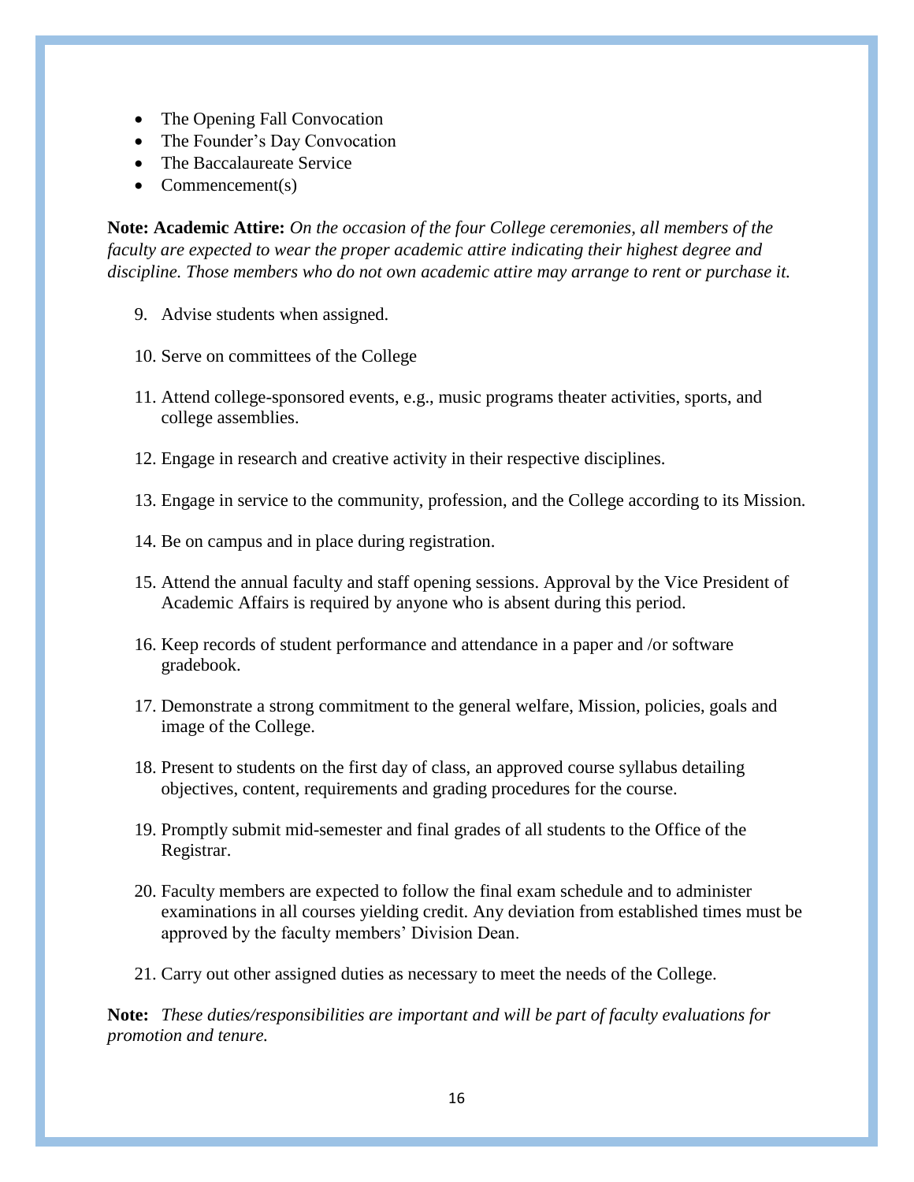- The Opening Fall Convocation
- The Founder's Day Convocation
- The Baccalaureate Service
- Commencement(s)

**Note: Academic Attire:** *On the occasion of the four College ceremonies, all members of the faculty are expected to wear the proper academic attire indicating their highest degree and discipline. Those members who do not own academic attire may arrange to rent or purchase it.*

9. Advise students when assigned.

10. Serve on committees of the College

11. Attend college-sponsored events, e.g., music programs theater activities, sports, and college assemblies.

12. Engage in research and creative activity in their respective disciplines.

13. Engage in service to the community, profession, and the College according to its Mission.

14. Be on campus and in place during registration.

15. Attend the annual faculty and staff opening sessions. Approval by the Vice President of Academic Affairs is required by anyone who is absent during this period.

16. Keep records of student performance and attendance in a paper and /or software gradebook.

17. Demonstrate a strong commitment to the general welfare, Mission, policies, goals and image of the College.

18. Present to students on the first day of class, an approved course syllabus detailing objectives, content, requirements and grading procedures for the course.

19. Promptly submit mid-semester and final grades of all students to the Office of the Registrar.

20. Faculty members are expected to follow the final exam schedule and to administer examinations in all courses yielding credit. Any deviation from established times must be approved by the faculty members' Division Dean.

21. Carry out other assigned duties as necessary to meet the needs of the College.

**Note:** *These duties/responsibilities are important and will be part of faculty evaluations for promotion and tenure.*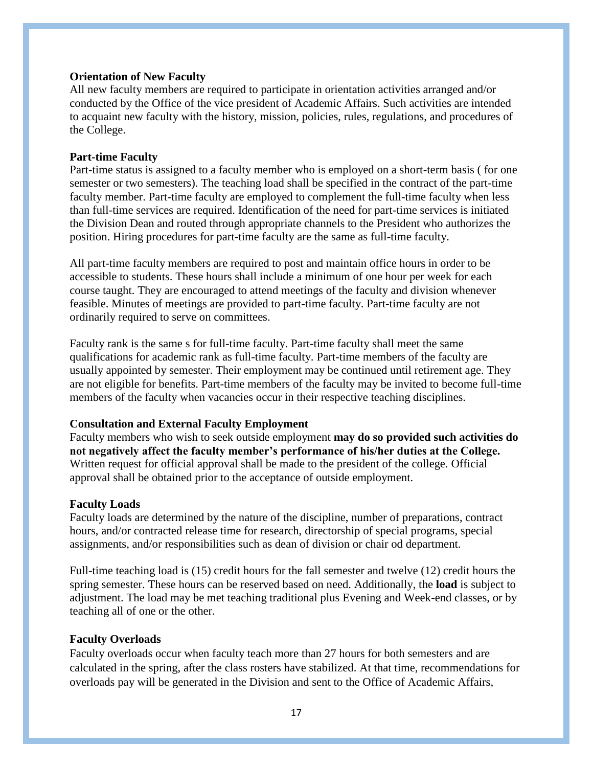**Orientation of New Faculty**

All new faculty members are required to participate in orientation activities arranged and/or conducted by the Office of the vice president of Academic Affairs. Such activities are intended to acquaint new faculty with the history, mission, policies, rules, regulations, and procedures of the College.

**Part-time Faculty**

Part-time status is assigned to a faculty member who is employed on a short-term basis ( for one semester or two semesters). The teaching load shall be specified in the contract of the part-time faculty member. Part-time faculty are employed to complement the full-time faculty when less than full-time services are required. Identification of the need for part-time services is initiated the Division Dean and routed through appropriate channels to the President who authorizes the position. Hiring procedures for part-time faculty are the same as full-time faculty.

All part-time faculty members are required to post and maintain office hours in order to be accessible to students. These hours shall include a minimum of one hour per week for each course taught. They are encouraged to attend meetings of the faculty and division whenever feasible. Minutes of meetings are provided to part-time faculty. Part-time faculty are not ordinarily required to serve on committees.

Faculty rank is the same s for full-time faculty. Part-time faculty shall meet the same qualifications for academic rank as full-time faculty. Part-time members of the faculty are usually appointed by semester. Their employment may be continued until retirement age. They are not eligible for benefits. Part-time members of the faculty may be invited to become full-time members of the faculty when vacancies occur in their respective teaching disciplines.

**Consultation and External Faculty Employment**

Faculty members who wish to seek outside employment **may do so provided such activities do not negatively affect the faculty member's performance of his/her duties at the College.** Written request for official approval shall be made to the president of the college. Official approval shall be obtained prior to the acceptance of outside employment.

**Faculty Loads**

Faculty loads are determined by the nature of the discipline, number of preparations, contract hours, and/or contracted release time for research, directorship of special programs, special assignments, and/or responsibilities such as dean of division or chair od department.

Full-time teaching load is (15) credit hours for the fall semester and twelve (12) credit hours the spring semester. These hours can be reserved based on need. Additionally, the **load** is subject to adjustment. The load may be met teaching traditional plus Evening and Week-end classes, or by teaching all of one or the other.

**Faculty Overloads**

Faculty overloads occur when faculty teach more than 27 hours for both semesters and are calculated in the spring, after the class rosters have stabilized. At that time, recommendations for overloads pay will be generated in the Division and sent to the Office of Academic Affairs,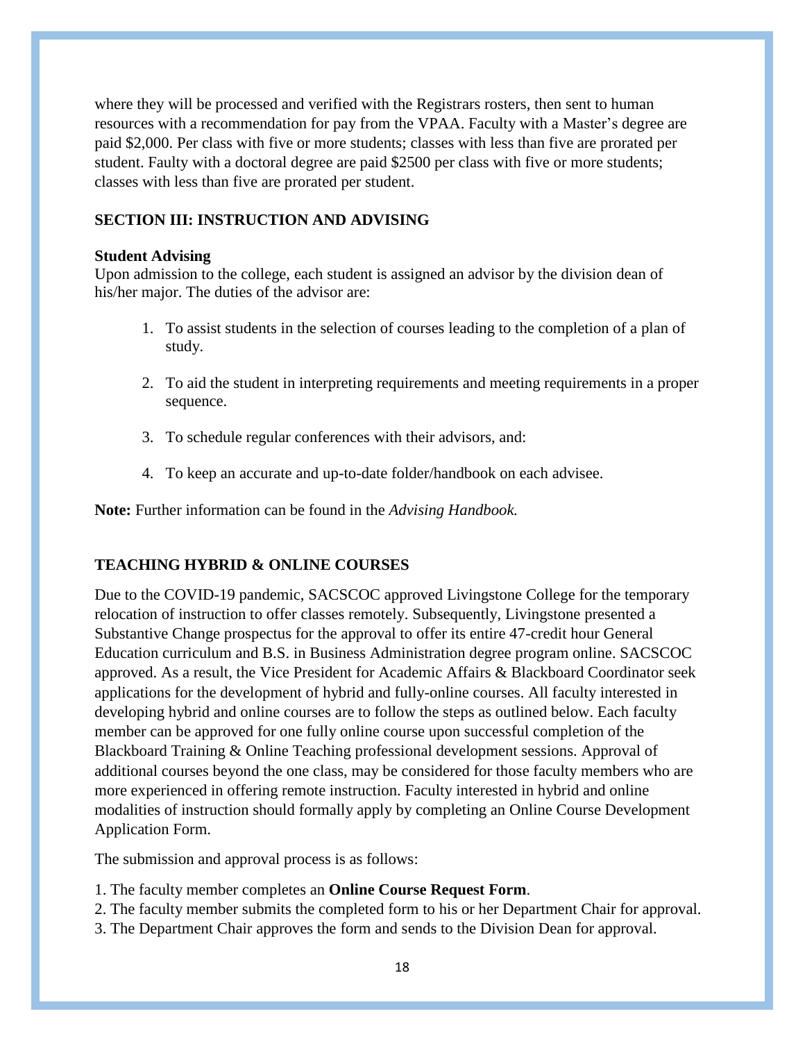where they will be processed and verified with the Registrars rosters, then sent to human resources with a recommendation for pay from the VPAA. Faculty with a Master's degree are paid $2,000. Per class with five or more students; classes with less than five are prorated per student. Faulty with a doctoral degree are paid $2500 per class with five or more students; classes with less than five are prorated per student.

## SECTION III: INSTRUCTION AND ADVISING

### Student Advising

Upon admission to the college, each student is assigned an advisor by the division dean of his/her major. The duties of the advisor are:

1. To assist students in the selection of courses leading to the completion of a plan of study.

2. To aid the student in interpreting requirements and meeting requirements in a proper sequence.

3. To schedule regular conferences with their advisors, and:

4. To keep an accurate and up-to-date folder/handbook on each advisee.

**Note:** Further information can be found in the *Advising Handbook.*

## TEACHING HYBRID & ONLINE COURSES

Due to the COVID-19 pandemic, SACSCOC approved Livingstone College for the temporary relocation of instruction to offer classes remotely. Subsequently, Livingstone presented a Substantive Change prospectus for the approval to offer its entire 47-credit hour General Education curriculum and B.S. in Business Administration degree program online. SACSCOC approved. As a result, the Vice President for Academic Affairs & Blackboard Coordinator seek applications for the development of hybrid and fully-online courses. All faculty interested in developing hybrid and online courses are to follow the steps as outlined below. Each faculty member can be approved for one fully online course upon successful completion of the Blackboard Training & Online Teaching professional development sessions. Approval of additional courses beyond the one class, may be considered for those faculty members who are more experienced in offering remote instruction. Faculty interested in hybrid and online modalities of instruction should formally apply by completing an Online Course Development Application Form.

The submission and approval process is as follows:

1. The faculty member completes an **Online Course Request Form**.
2. The faculty member submits the completed form to his or her Department Chair for approval.
3. The Department Chair approves the form and sends to the Division Dean for approval.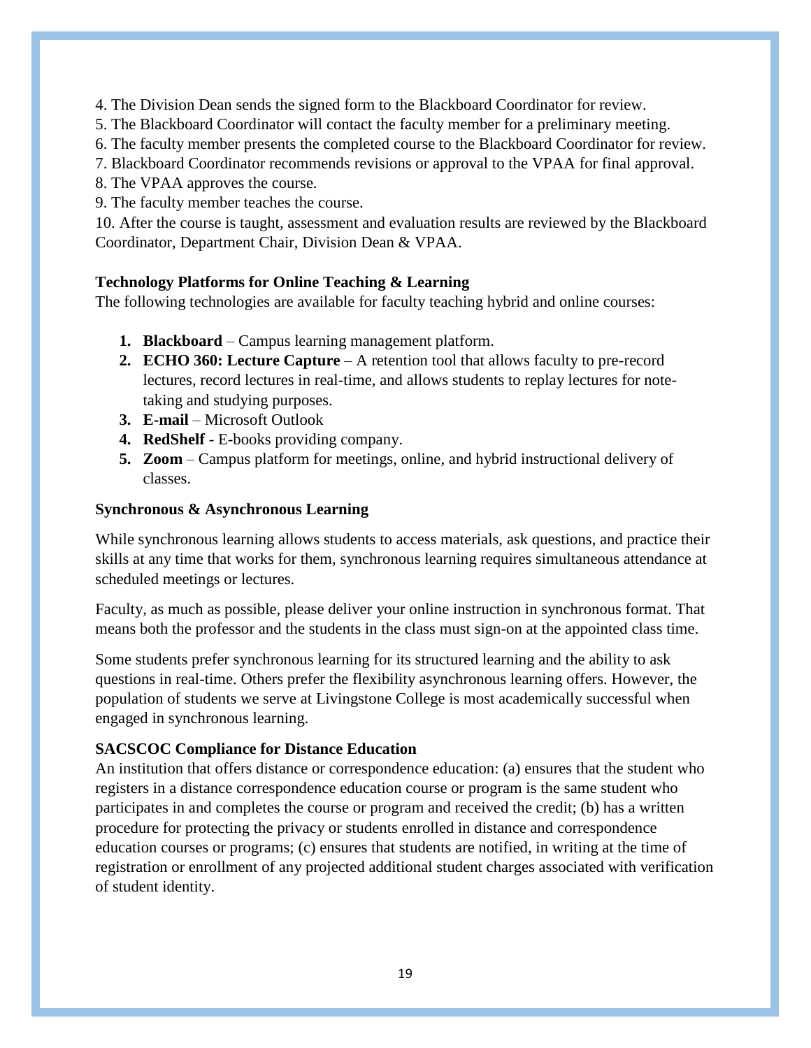4. The Division Dean sends the signed form to the Blackboard Coordinator for review.
5. The Blackboard Coordinator will contact the faculty member for a preliminary meeting.
6. The faculty member presents the completed course to the Blackboard Coordinator for review.
7. Blackboard Coordinator recommends revisions or approval to the VPAA for final approval.
8. The VPAA approves the course.
9. The faculty member teaches the course.
10. After the course is taught, assessment and evaluation results are reviewed by the Blackboard Coordinator, Department Chair, Division Dean & VPAA.

**Technology Platforms for Online Teaching & Learning**

The following technologies are available for faculty teaching hybrid and online courses:

1. **Blackboard** – Campus learning management platform.
2. **ECHO 360: Lecture Capture** – A retention tool that allows faculty to pre-record lectures, record lectures in real-time, and allows students to replay lectures for note-taking and studying purposes.
3. **E-mail** – Microsoft Outlook
4. **RedShelf** - E-books providing company.
5. **Zoom** – Campus platform for meetings, online, and hybrid instructional delivery of classes.

**Synchronous & Asynchronous Learning**

While synchronous learning allows students to access materials, ask questions, and practice their skills at any time that works for them, synchronous learning requires simultaneous attendance at scheduled meetings or lectures.

Faculty, as much as possible, please deliver your online instruction in synchronous format. That means both the professor and the students in the class must sign-on at the appointed class time.

Some students prefer synchronous learning for its structured learning and the ability to ask questions in real-time. Others prefer the flexibility asynchronous learning offers. However, the population of students we serve at Livingstone College is most academically successful when engaged in synchronous learning.

**SACSCOC Compliance for Distance Education**

An institution that offers distance or correspondence education: (a) ensures that the student who registers in a distance correspondence education course or program is the same student who participates in and completes the course or program and received the credit; (b) has a written procedure for protecting the privacy or students enrolled in distance and correspondence education courses or programs; (c) ensures that students are notified, in writing at the time of registration or enrollment of any projected additional student charges associated with verification of student identity.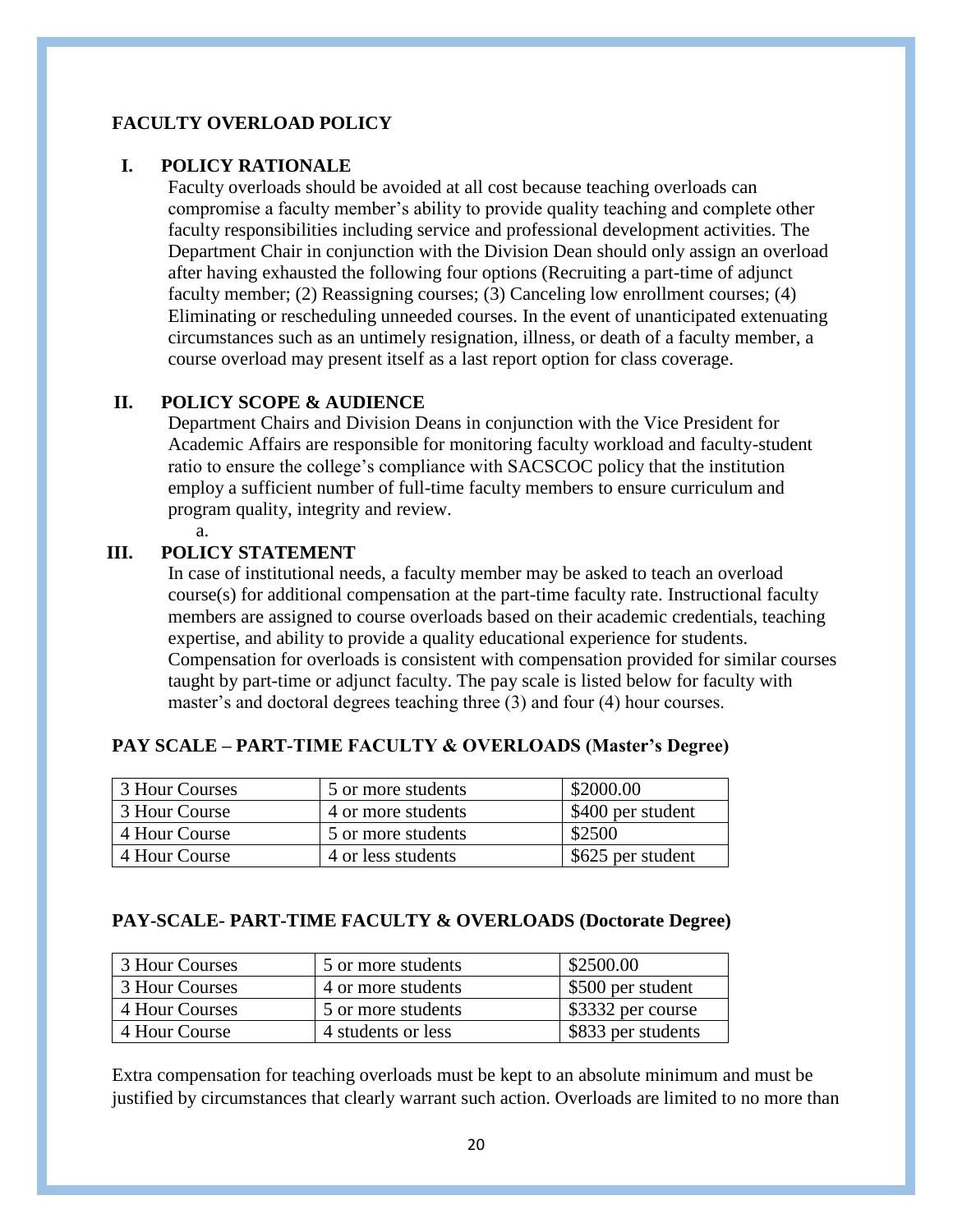## FACULTY OVERLOAD POLICY

### I. POLICY RATIONALE

Faculty overloads should be avoided at all cost because teaching overloads can compromise a faculty member's ability to provide quality teaching and complete other faculty responsibilities including service and professional development activities. The Department Chair in conjunction with the Division Dean should only assign an overload after having exhausted the following four options (Recruiting a part-time of adjunct faculty member; (2) Reassigning courses; (3) Canceling low enrollment courses; (4) Eliminating or rescheduling unneeded courses. In the event of unanticipated extenuating circumstances such as an untimely resignation, illness, or death of a faculty member, a course overload may present itself as a last report option for class coverage.

### II. POLICY SCOPE & AUDIENCE

Department Chairs and Division Deans in conjunction with the Vice President for Academic Affairs are responsible for monitoring faculty workload and faculty-student ratio to ensure the college's compliance with SACSCOC policy that the institution employ a sufficient number of full-time faculty members to ensure curriculum and program quality, integrity and review.

a.

### III. POLICY STATEMENT

In case of institutional needs, a faculty member may be asked to teach an overload course(s) for additional compensation at the part-time faculty rate. Instructional faculty members are assigned to course overloads based on their academic credentials, teaching expertise, and ability to provide a quality educational experience for students. Compensation for overloads is consistent with compensation provided for similar courses taught by part-time or adjunct faculty. The pay scale is listed below for faculty with master's and doctoral degrees teaching three (3) and four (4) hour courses.

**PAY SCALE – PART-TIME FACULTY & OVERLOADS (Master's Degree)**

| | | |
|---|---|---|
| 3 Hour Courses | 5 or more students | $2000.00 |
| 3 Hour Course | 4 or more students | $400 per student |
| 4 Hour Course | 5 or more students | $2500 |
| 4 Hour Course | 4 or less students | $625 per student |

**PAY-SCALE- PART-TIME FACULTY & OVERLOADS (Doctorate Degree)**

| | | |
|---|---|---|
| 3 Hour Courses | 5 or more students | $2500.00 |
| 3 Hour Courses | 4 or more students | $500 per student |
| 4 Hour Courses | 5 or more students | $3332 per course |
| 4 Hour Course | 4 students or less | $833 per students |

Extra compensation for teaching overloads must be kept to an absolute minimum and must be justified by circumstances that clearly warrant such action. Overloads are limited to no more than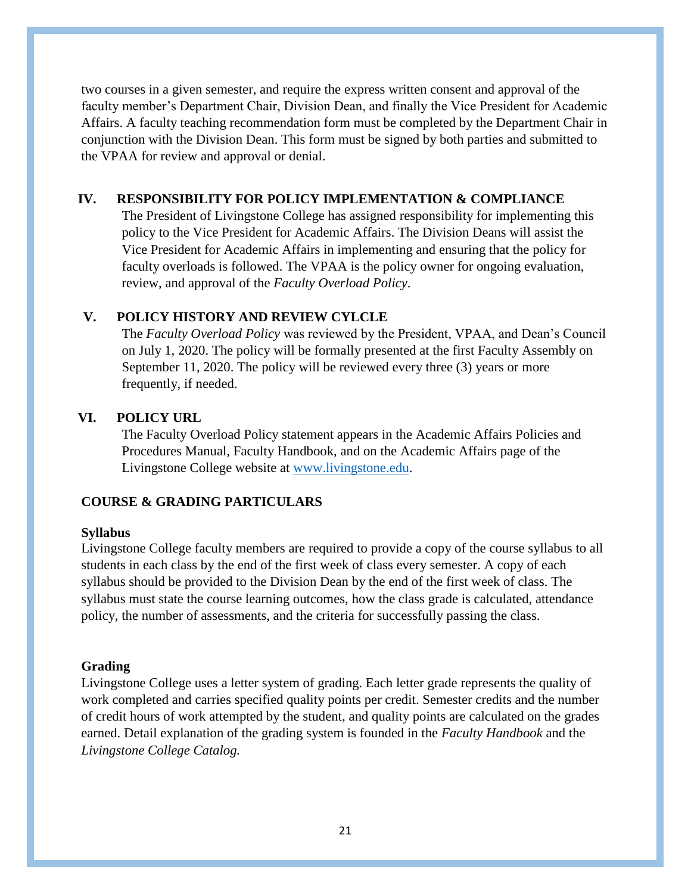two courses in a given semester, and require the express written consent and approval of the faculty member's Department Chair, Division Dean, and finally the Vice President for Academic Affairs. A faculty teaching recommendation form must be completed by the Department Chair in conjunction with the Division Dean. This form must be signed by both parties and submitted to the VPAA for review and approval or denial.

### IV. RESPONSIBILITY FOR POLICY IMPLEMENTATION & COMPLIANCE

The President of Livingstone College has assigned responsibility for implementing this policy to the Vice President for Academic Affairs. The Division Deans will assist the Vice President for Academic Affairs in implementing and ensuring that the policy for faculty overloads is followed. The VPAA is the policy owner for ongoing evaluation, review, and approval of the *Faculty Overload Policy*.

### V. POLICY HISTORY AND REVIEW CYLCLE

The *Faculty Overload Policy* was reviewed by the President, VPAA, and Dean's Council on July 1, 2020. The policy will be formally presented at the first Faculty Assembly on September 11, 2020. The policy will be reviewed every three (3) years or more frequently, if needed.

### VI. POLICY URL

The Faculty Overload Policy statement appears in the Academic Affairs Policies and Procedures Manual, Faculty Handbook, and on the Academic Affairs page of the Livingstone College website at www.livingstone.edu.

## COURSE & GRADING PARTICULARS

### Syllabus

Livingstone College faculty members are required to provide a copy of the course syllabus to all students in each class by the end of the first week of class every semester. A copy of each syllabus should be provided to the Division Dean by the end of the first week of class. The syllabus must state the course learning outcomes, how the class grade is calculated, attendance policy, the number of assessments, and the criteria for successfully passing the class.

### Grading

Livingstone College uses a letter system of grading. Each letter grade represents the quality of work completed and carries specified quality points per credit. Semester credits and the number of credit hours of work attempted by the student, and quality points are calculated on the grades earned. Detail explanation of the grading system is founded in the *Faculty Handbook* and the *Livingstone College Catalog.*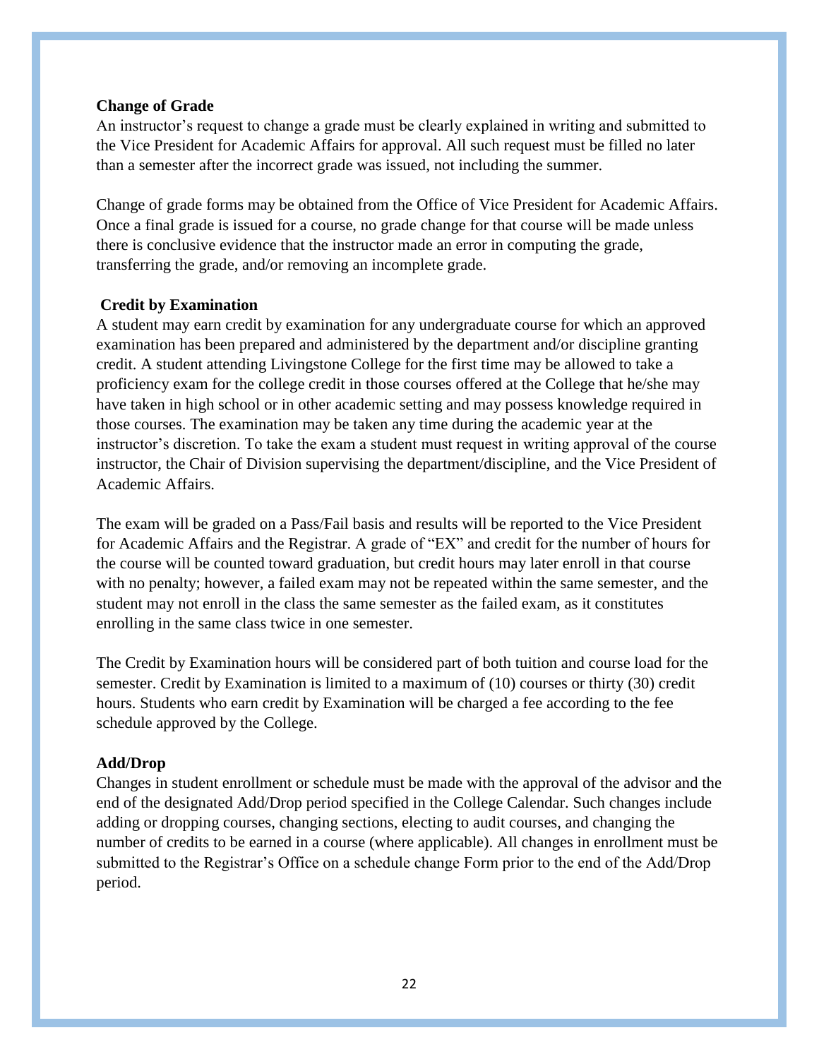**Change of Grade**

An instructor's request to change a grade must be clearly explained in writing and submitted to the Vice President for Academic Affairs for approval. All such request must be filled no later than a semester after the incorrect grade was issued, not including the summer.

Change of grade forms may be obtained from the Office of Vice President for Academic Affairs. Once a final grade is issued for a course, no grade change for that course will be made unless there is conclusive evidence that the instructor made an error in computing the grade, transferring the grade, and/or removing an incomplete grade.

**Credit by Examination**

A student may earn credit by examination for any undergraduate course for which an approved examination has been prepared and administered by the department and/or discipline granting credit. A student attending Livingstone College for the first time may be allowed to take a proficiency exam for the college credit in those courses offered at the College that he/she may have taken in high school or in other academic setting and may possess knowledge required in those courses. The examination may be taken any time during the academic year at the instructor's discretion. To take the exam a student must request in writing approval of the course instructor, the Chair of Division supervising the department/discipline, and the Vice President of Academic Affairs.

The exam will be graded on a Pass/Fail basis and results will be reported to the Vice President for Academic Affairs and the Registrar. A grade of "EX" and credit for the number of hours for the course will be counted toward graduation, but credit hours may later enroll in that course with no penalty; however, a failed exam may not be repeated within the same semester, and the student may not enroll in the class the same semester as the failed exam, as it constitutes enrolling in the same class twice in one semester.

The Credit by Examination hours will be considered part of both tuition and course load for the semester. Credit by Examination is limited to a maximum of (10) courses or thirty (30) credit hours. Students who earn credit by Examination will be charged a fee according to the fee schedule approved by the College.

**Add/Drop**

Changes in student enrollment or schedule must be made with the approval of the advisor and the end of the designated Add/Drop period specified in the College Calendar. Such changes include adding or dropping courses, changing sections, electing to audit courses, and changing the number of credits to be earned in a course (where applicable). All changes in enrollment must be submitted to the Registrar's Office on a schedule change Form prior to the end of the Add/Drop period.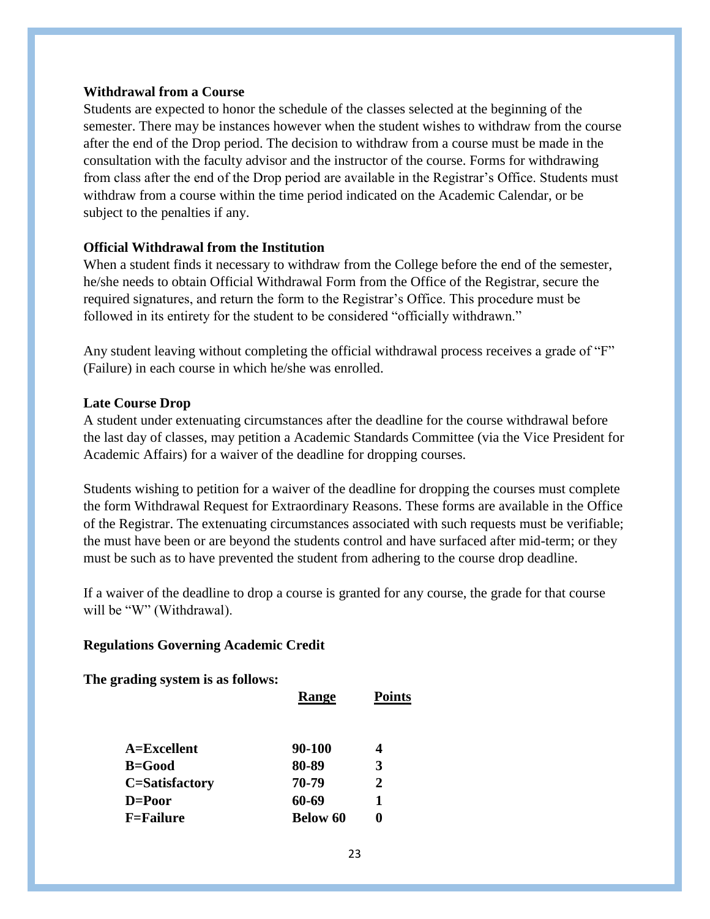**Withdrawal from a Course**

Students are expected to honor the schedule of the classes selected at the beginning of the semester. There may be instances however when the student wishes to withdraw from the course after the end of the Drop period. The decision to withdraw from a course must be made in the consultation with the faculty advisor and the instructor of the course. Forms for withdrawing from class after the end of the Drop period are available in the Registrar's Office. Students must withdraw from a course within the time period indicated on the Academic Calendar, or be subject to the penalties if any.

**Official Withdrawal from the Institution**

When a student finds it necessary to withdraw from the College before the end of the semester, he/she needs to obtain Official Withdrawal Form from the Office of the Registrar, secure the required signatures, and return the form to the Registrar's Office. This procedure must be followed in its entirety for the student to be considered "officially withdrawn."

Any student leaving without completing the official withdrawal process receives a grade of "F" (Failure) in each course in which he/she was enrolled.

**Late Course Drop**

A student under extenuating circumstances after the deadline for the course withdrawal before the last day of classes, may petition a Academic Standards Committee (via the Vice President for Academic Affairs) for a waiver of the deadline for dropping courses.

Students wishing to petition for a waiver of the deadline for dropping the courses must complete the form Withdrawal Request for Extraordinary Reasons. These forms are available in the Office of the Registrar. The extenuating circumstances associated with such requests must be verifiable; the must have been or are beyond the students control and have surfaced after mid-term; or they must be such as to have prevented the student from adhering to the course drop deadline.

If a waiver of the deadline to drop a course is granted for any course, the grade for that course will be "W" (Withdrawal).

**Regulations Governing Academic Credit**

**The grading system is as follows:**

| | Range | Points |
|---|---|---|
| **A=Excellent** | **90-100** | **4** |
| **B=Good** | **80-89** | **3** |
| **C=Satisfactory** | **70-79** | **2** |
| **D=Poor** | **60-69** | **1** |
| **F=Failure** | **Below 60** | **0** |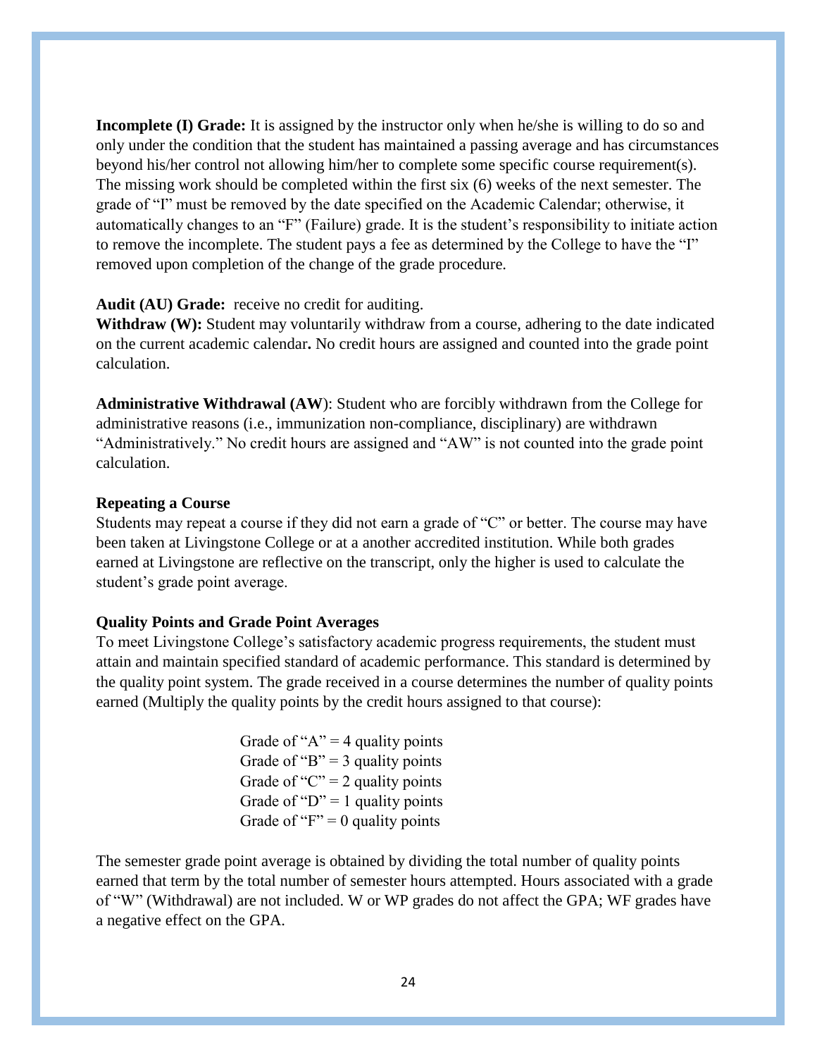**Incomplete (I) Grade:** It is assigned by the instructor only when he/she is willing to do so and only under the condition that the student has maintained a passing average and has circumstances beyond his/her control not allowing him/her to complete some specific course requirement(s). The missing work should be completed within the first six (6) weeks of the next semester. The grade of "I" must be removed by the date specified on the Academic Calendar; otherwise, it automatically changes to an "F" (Failure) grade. It is the student's responsibility to initiate action to remove the incomplete. The student pays a fee as determined by the College to have the "I" removed upon completion of the change of the grade procedure.

**Audit (AU) Grade:** receive no credit for auditing.

**Withdraw (W):** Student may voluntarily withdraw from a course, adhering to the date indicated on the current academic calendar**.** No credit hours are assigned and counted into the grade point calculation.

**Administrative Withdrawal (AW**): Student who are forcibly withdrawn from the College for administrative reasons (i.e., immunization non-compliance, disciplinary) are withdrawn "Administratively." No credit hours are assigned and "AW" is not counted into the grade point calculation.

**Repeating a Course**

Students may repeat a course if they did not earn a grade of "C" or better. The course may have been taken at Livingstone College or at a another accredited institution. While both grades earned at Livingstone are reflective on the transcript, only the higher is used to calculate the student's grade point average.

**Quality Points and Grade Point Averages**

To meet Livingstone College's satisfactory academic progress requirements, the student must attain and maintain specified standard of academic performance. This standard is determined by the quality point system. The grade received in a course determines the number of quality points earned (Multiply the quality points by the credit hours assigned to that course):

Grade of "A" = 4 quality points
Grade of "B" = 3 quality points
Grade of "C" = 2 quality points
Grade of "D" = 1 quality points
Grade of "F" = 0 quality points

The semester grade point average is obtained by dividing the total number of quality points earned that term by the total number of semester hours attempted. Hours associated with a grade of "W" (Withdrawal) are not included. W or WP grades do not affect the GPA; WF grades have a negative effect on the GPA.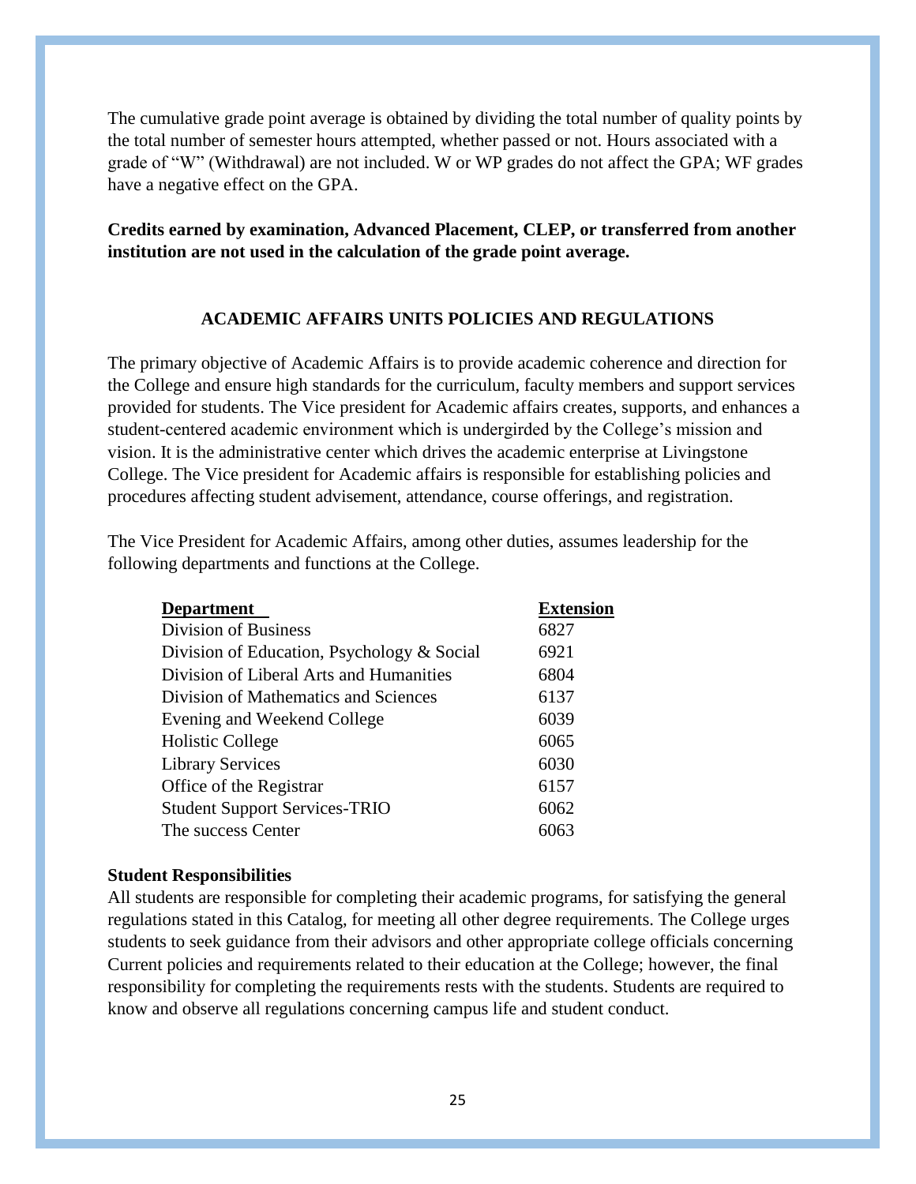The cumulative grade point average is obtained by dividing the total number of quality points by the total number of semester hours attempted, whether passed or not. Hours associated with a grade of "W" (Withdrawal) are not included. W or WP grades do not affect the GPA; WF grades have a negative effect on the GPA.

**Credits earned by examination, Advanced Placement, CLEP, or transferred from another institution are not used in the calculation of the grade point average.**

## ACADEMIC AFFAIRS UNITS POLICIES AND REGULATIONS

The primary objective of Academic Affairs is to provide academic coherence and direction for the College and ensure high standards for the curriculum, faculty members and support services provided for students. The Vice president for Academic affairs creates, supports, and enhances a student-centered academic environment which is undergirded by the College's mission and vision. It is the administrative center which drives the academic enterprise at Livingstone College. The Vice president for Academic affairs is responsible for establishing policies and procedures affecting student advisement, attendance, course offerings, and registration.

The Vice President for Academic Affairs, among other duties, assumes leadership for the following departments and functions at the College.

| Department | Extension |
|---|---|
| Division of Business | 6827 |
| Division of Education, Psychology & Social | 6921 |
| Division of Liberal Arts and Humanities | 6804 |
| Division of Mathematics and Sciences | 6137 |
| Evening and Weekend College | 6039 |
| Holistic College | 6065 |
| Library Services | 6030 |
| Office of the Registrar | 6157 |
| Student Support Services-TRIO | 6062 |
| The success Center | 6063 |

### Student Responsibilities

All students are responsible for completing their academic programs, for satisfying the general regulations stated in this Catalog, for meeting all other degree requirements. The College urges students to seek guidance from their advisors and other appropriate college officials concerning Current policies and requirements related to their education at the College; however, the final responsibility for completing the requirements rests with the students. Students are required to know and observe all regulations concerning campus life and student conduct.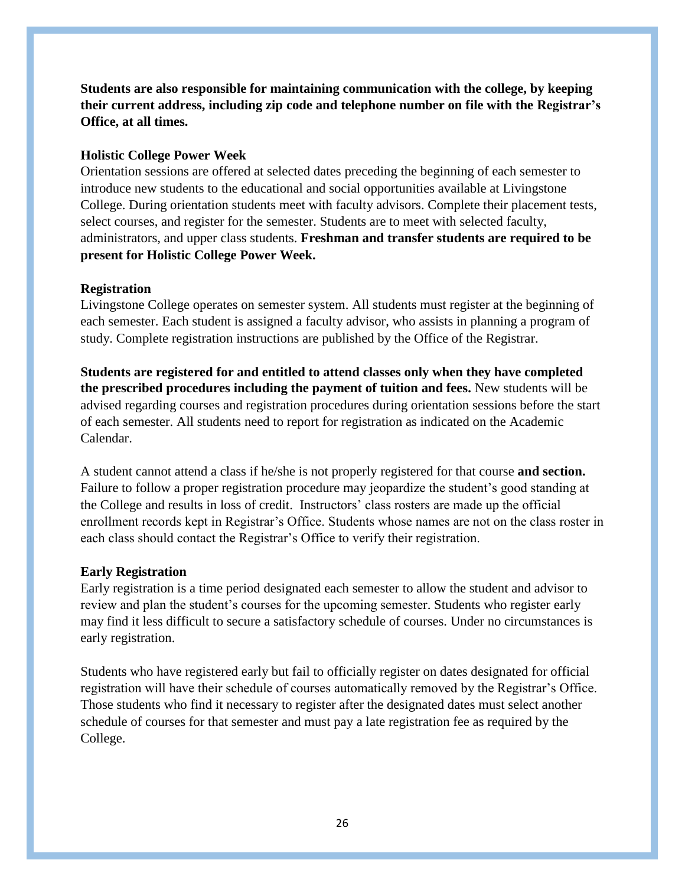**Students are also responsible for maintaining communication with the college, by keeping their current address, including zip code and telephone number on file with the Registrar's Office, at all times.**

### Holistic College Power Week

Orientation sessions are offered at selected dates preceding the beginning of each semester to introduce new students to the educational and social opportunities available at Livingstone College. During orientation students meet with faculty advisors. Complete their placement tests, select courses, and register for the semester. Students are to meet with selected faculty, administrators, and upper class students. **Freshman and transfer students are required to be present for Holistic College Power Week.**

### Registration

Livingstone College operates on semester system. All students must register at the beginning of each semester. Each student is assigned a faculty advisor, who assists in planning a program of study. Complete registration instructions are published by the Office of the Registrar.

**Students are registered for and entitled to attend classes only when they have completed the prescribed procedures including the payment of tuition and fees.** New students will be advised regarding courses and registration procedures during orientation sessions before the start of each semester. All students need to report for registration as indicated on the Academic Calendar.

A student cannot attend a class if he/she is not properly registered for that course **and section.** Failure to follow a proper registration procedure may jeopardize the student's good standing at the College and results in loss of credit. Instructors' class rosters are made up the official enrollment records kept in Registrar's Office. Students whose names are not on the class roster in each class should contact the Registrar's Office to verify their registration.

### Early Registration

Early registration is a time period designated each semester to allow the student and advisor to review and plan the student's courses for the upcoming semester. Students who register early may find it less difficult to secure a satisfactory schedule of courses. Under no circumstances is early registration.

Students who have registered early but fail to officially register on dates designated for official registration will have their schedule of courses automatically removed by the Registrar's Office. Those students who find it necessary to register after the designated dates must select another schedule of courses for that semester and must pay a late registration fee as required by the College.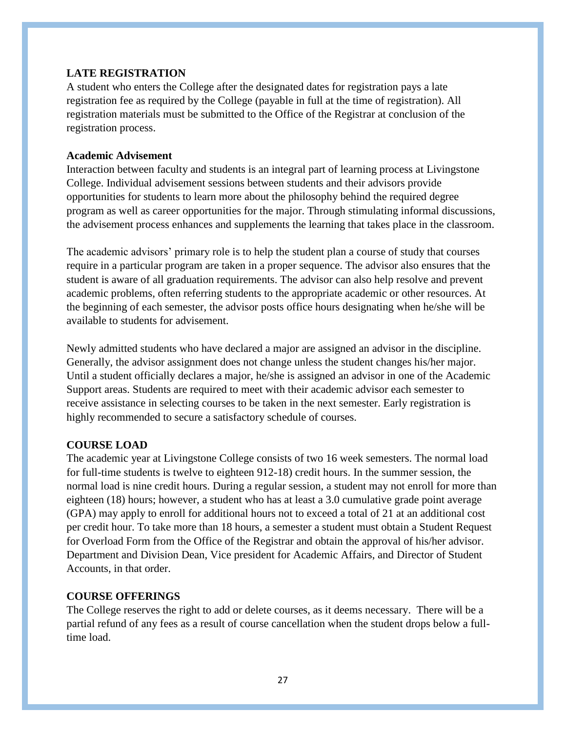## LATE REGISTRATION

A student who enters the College after the designated dates for registration pays a late registration fee as required by the College (payable in full at the time of registration). All registration materials must be submitted to the Office of the Registrar at conclusion of the registration process.

### Academic Advisement

Interaction between faculty and students is an integral part of learning process at Livingstone College. Individual advisement sessions between students and their advisors provide opportunities for students to learn more about the philosophy behind the required degree program as well as career opportunities for the major. Through stimulating informal discussions, the advisement process enhances and supplements the learning that takes place in the classroom.

The academic advisors' primary role is to help the student plan a course of study that courses require in a particular program are taken in a proper sequence. The advisor also ensures that the student is aware of all graduation requirements. The advisor can also help resolve and prevent academic problems, often referring students to the appropriate academic or other resources. At the beginning of each semester, the advisor posts office hours designating when he/she will be available to students for advisement.

Newly admitted students who have declared a major are assigned an advisor in the discipline. Generally, the advisor assignment does not change unless the student changes his/her major. Until a student officially declares a major, he/she is assigned an advisor in one of the Academic Support areas. Students are required to meet with their academic advisor each semester to receive assistance in selecting courses to be taken in the next semester. Early registration is highly recommended to secure a satisfactory schedule of courses.

## COURSE LOAD

The academic year at Livingstone College consists of two 16 week semesters. The normal load for full-time students is twelve to eighteen 912-18) credit hours. In the summer session, the normal load is nine credit hours. During a regular session, a student may not enroll for more than eighteen (18) hours; however, a student who has at least a 3.0 cumulative grade point average (GPA) may apply to enroll for additional hours not to exceed a total of 21 at an additional cost per credit hour. To take more than 18 hours, a semester a student must obtain a Student Request for Overload Form from the Office of the Registrar and obtain the approval of his/her advisor. Department and Division Dean, Vice president for Academic Affairs, and Director of Student Accounts, in that order.

## COURSE OFFERINGS

The College reserves the right to add or delete courses, as it deems necessary. There will be a partial refund of any fees as a result of course cancellation when the student drops below a full-time load.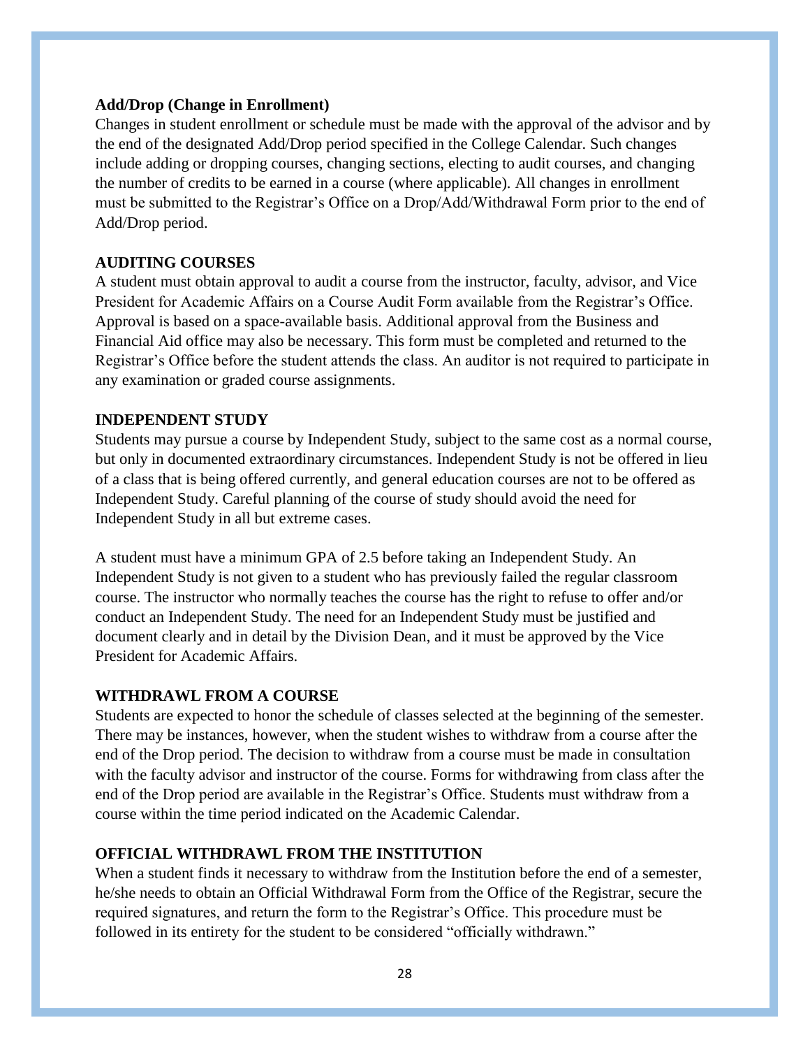**Add/Drop (Change in Enrollment)**

Changes in student enrollment or schedule must be made with the approval of the advisor and by the end of the designated Add/Drop period specified in the College Calendar. Such changes include adding or dropping courses, changing sections, electing to audit courses, and changing the number of credits to be earned in a course (where applicable). All changes in enrollment must be submitted to the Registrar's Office on a Drop/Add/Withdrawal Form prior to the end of Add/Drop period.

**AUDITING COURSES**

A student must obtain approval to audit a course from the instructor, faculty, advisor, and Vice President for Academic Affairs on a Course Audit Form available from the Registrar's Office. Approval is based on a space-available basis. Additional approval from the Business and Financial Aid office may also be necessary. This form must be completed and returned to the Registrar's Office before the student attends the class. An auditor is not required to participate in any examination or graded course assignments.

**INDEPENDENT STUDY**

Students may pursue a course by Independent Study, subject to the same cost as a normal course, but only in documented extraordinary circumstances. Independent Study is not be offered in lieu of a class that is being offered currently, and general education courses are not to be offered as Independent Study. Careful planning of the course of study should avoid the need for Independent Study in all but extreme cases.

A student must have a minimum GPA of 2.5 before taking an Independent Study. An Independent Study is not given to a student who has previously failed the regular classroom course. The instructor who normally teaches the course has the right to refuse to offer and/or conduct an Independent Study. The need for an Independent Study must be justified and document clearly and in detail by the Division Dean, and it must be approved by the Vice President for Academic Affairs.

**WITHDRAWL FROM A COURSE**

Students are expected to honor the schedule of classes selected at the beginning of the semester. There may be instances, however, when the student wishes to withdraw from a course after the end of the Drop period. The decision to withdraw from a course must be made in consultation with the faculty advisor and instructor of the course. Forms for withdrawing from class after the end of the Drop period are available in the Registrar's Office. Students must withdraw from a course within the time period indicated on the Academic Calendar.

**OFFICIAL WITHDRAWL FROM THE INSTITUTION**

When a student finds it necessary to withdraw from the Institution before the end of a semester, he/she needs to obtain an Official Withdrawal Form from the Office of the Registrar, secure the required signatures, and return the form to the Registrar's Office. This procedure must be followed in its entirety for the student to be considered "officially withdrawn."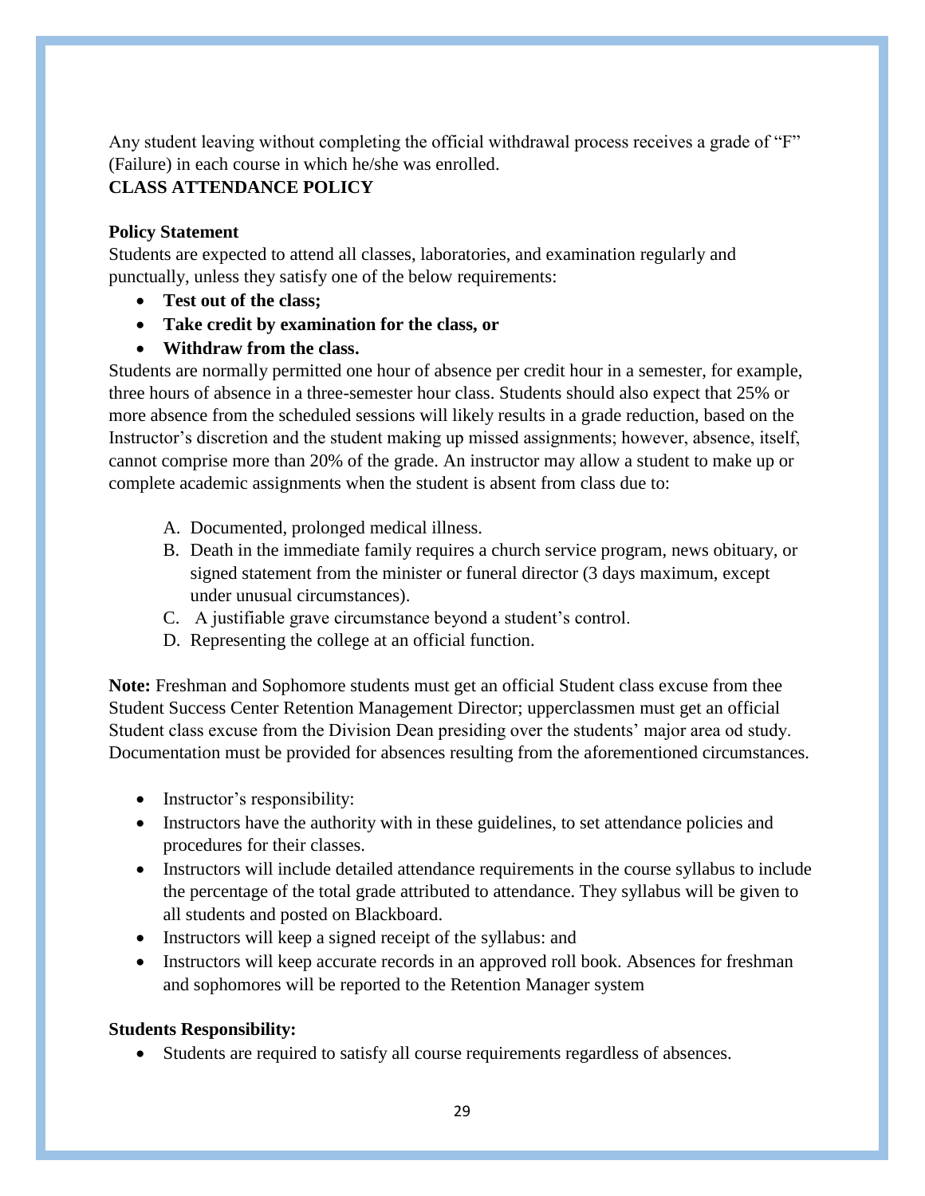Any student leaving without completing the official withdrawal process receives a grade of "F" (Failure) in each course in which he/she was enrolled.

**CLASS ATTENDANCE POLICY**

**Policy Statement**

Students are expected to attend all classes, laboratories, and examination regularly and punctually, unless they satisfy one of the below requirements:

- **Test out of the class;**
- **Take credit by examination for the class, or**
- **Withdraw from the class.**

Students are normally permitted one hour of absence per credit hour in a semester, for example, three hours of absence in a three-semester hour class. Students should also expect that 25% or more absence from the scheduled sessions will likely results in a grade reduction, based on the Instructor's discretion and the student making up missed assignments; however, absence, itself, cannot comprise more than 20% of the grade. An instructor may allow a student to make up or complete academic assignments when the student is absent from class due to:

A. Documented, prolonged medical illness.
B. Death in the immediate family requires a church service program, news obituary, or signed statement from the minister or funeral director (3 days maximum, except under unusual circumstances).
C. A justifiable grave circumstance beyond a student's control.
D. Representing the college at an official function.

**Note:** Freshman and Sophomore students must get an official Student class excuse from thee Student Success Center Retention Management Director; upperclassmen must get an official Student class excuse from the Division Dean presiding over the students' major area od study. Documentation must be provided for absences resulting from the aforementioned circumstances.

- Instructor's responsibility:
- Instructors have the authority with in these guidelines, to set attendance policies and procedures for their classes.
- Instructors will include detailed attendance requirements in the course syllabus to include the percentage of the total grade attributed to attendance. They syllabus will be given to all students and posted on Blackboard.
- Instructors will keep a signed receipt of the syllabus: and
- Instructors will keep accurate records in an approved roll book. Absences for freshman and sophomores will be reported to the Retention Manager system

**Students Responsibility:**

- Students are required to satisfy all course requirements regardless of absences.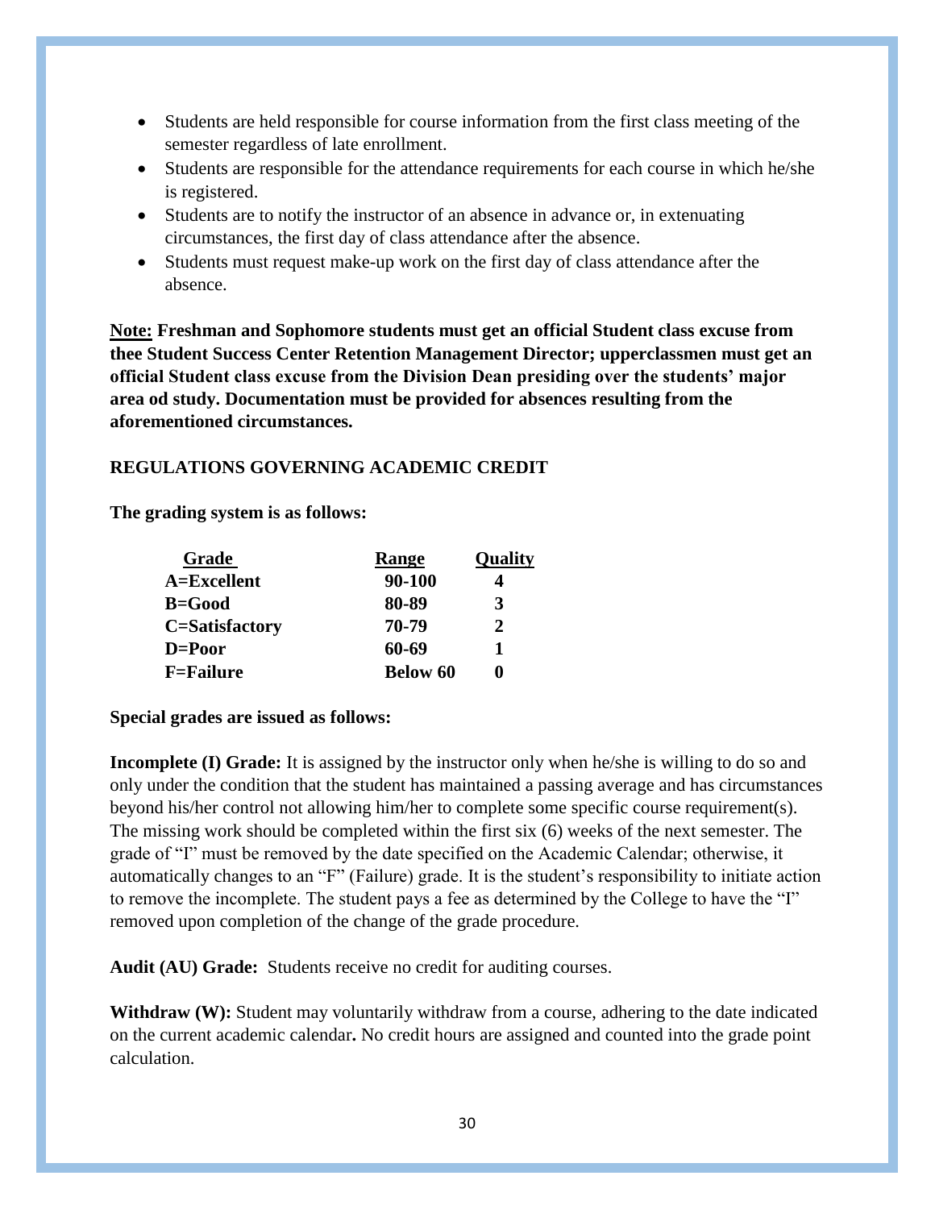- Students are held responsible for course information from the first class meeting of the semester regardless of late enrollment.
- Students are responsible for the attendance requirements for each course in which he/she is registered.
- Students are to notify the instructor of an absence in advance or, in extenuating circumstances, the first day of class attendance after the absence.
- Students must request make-up work on the first day of class attendance after the absence.

**Note: Freshman and Sophomore students must get an official Student class excuse from thee Student Success Center Retention Management Director; upperclassmen must get an official Student class excuse from the Division Dean presiding over the students' major area od study. Documentation must be provided for absences resulting from the aforementioned circumstances.**

## REGULATIONS GOVERNING ACADEMIC CREDIT

**The grading system is as follows:**

| Grade | Range | Quality |
|---|---|---|
| A=Excellent | 90-100 | 4 |
| B=Good | 80-89 | 3 |
| C=Satisfactory | 70-79 | 2 |
| D=Poor | 60-69 | 1 |
| F=Failure | Below 60 | 0 |

**Special grades are issued as follows:**

**Incomplete (I) Grade:** It is assigned by the instructor only when he/she is willing to do so and only under the condition that the student has maintained a passing average and has circumstances beyond his/her control not allowing him/her to complete some specific course requirement(s). The missing work should be completed within the first six (6) weeks of the next semester. The grade of "I" must be removed by the date specified on the Academic Calendar; otherwise, it automatically changes to an "F" (Failure) grade. It is the student's responsibility to initiate action to remove the incomplete. The student pays a fee as determined by the College to have the "I" removed upon completion of the change of the grade procedure.

**Audit (AU) Grade:** Students receive no credit for auditing courses.

**Withdraw (W):** Student may voluntarily withdraw from a course, adhering to the date indicated on the current academic calendar**.** No credit hours are assigned and counted into the grade point calculation.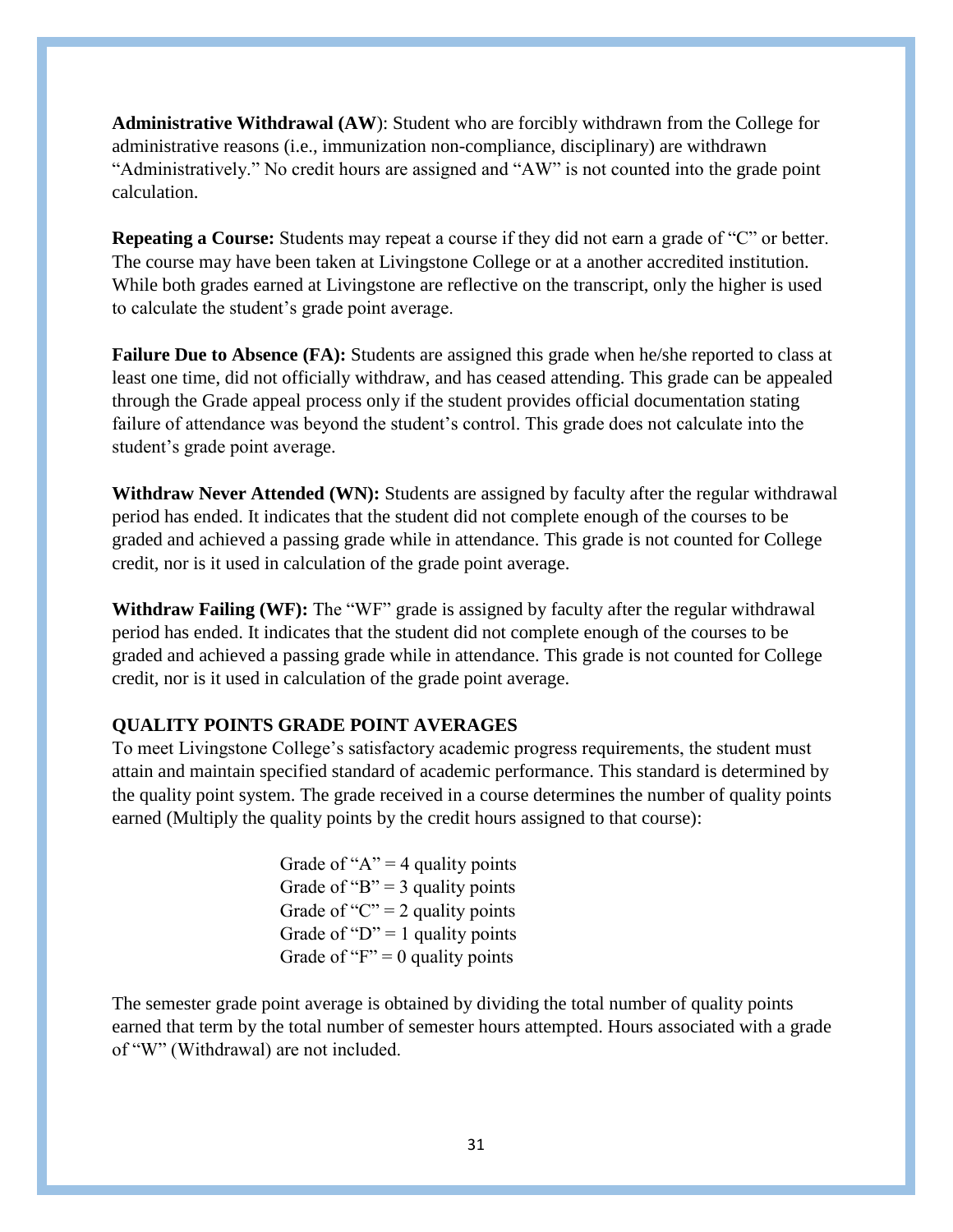**Administrative Withdrawal (AW**): Student who are forcibly withdrawn from the College for administrative reasons (i.e., immunization non-compliance, disciplinary) are withdrawn "Administratively." No credit hours are assigned and "AW" is not counted into the grade point calculation.

**Repeating a Course:** Students may repeat a course if they did not earn a grade of "C" or better. The course may have been taken at Livingstone College or at a another accredited institution. While both grades earned at Livingstone are reflective on the transcript, only the higher is used to calculate the student's grade point average.

**Failure Due to Absence (FA):** Students are assigned this grade when he/she reported to class at least one time, did not officially withdraw, and has ceased attending. This grade can be appealed through the Grade appeal process only if the student provides official documentation stating failure of attendance was beyond the student's control. This grade does not calculate into the student's grade point average.

**Withdraw Never Attended (WN):** Students are assigned by faculty after the regular withdrawal period has ended. It indicates that the student did not complete enough of the courses to be graded and achieved a passing grade while in attendance. This grade is not counted for College credit, nor is it used in calculation of the grade point average.

**Withdraw Failing (WF):** The "WF" grade is assigned by faculty after the regular withdrawal period has ended. It indicates that the student did not complete enough of the courses to be graded and achieved a passing grade while in attendance. This grade is not counted for College credit, nor is it used in calculation of the grade point average.

### QUALITY POINTS GRADE POINT AVERAGES

To meet Livingstone College's satisfactory academic progress requirements, the student must attain and maintain specified standard of academic performance. This standard is determined by the quality point system. The grade received in a course determines the number of quality points earned (Multiply the quality points by the credit hours assigned to that course):

Grade of "A" = 4 quality points
Grade of "B" = 3 quality points
Grade of "C" = 2 quality points
Grade of "D" = 1 quality points
Grade of "F" = 0 quality points

The semester grade point average is obtained by dividing the total number of quality points earned that term by the total number of semester hours attempted. Hours associated with a grade of "W" (Withdrawal) are not included.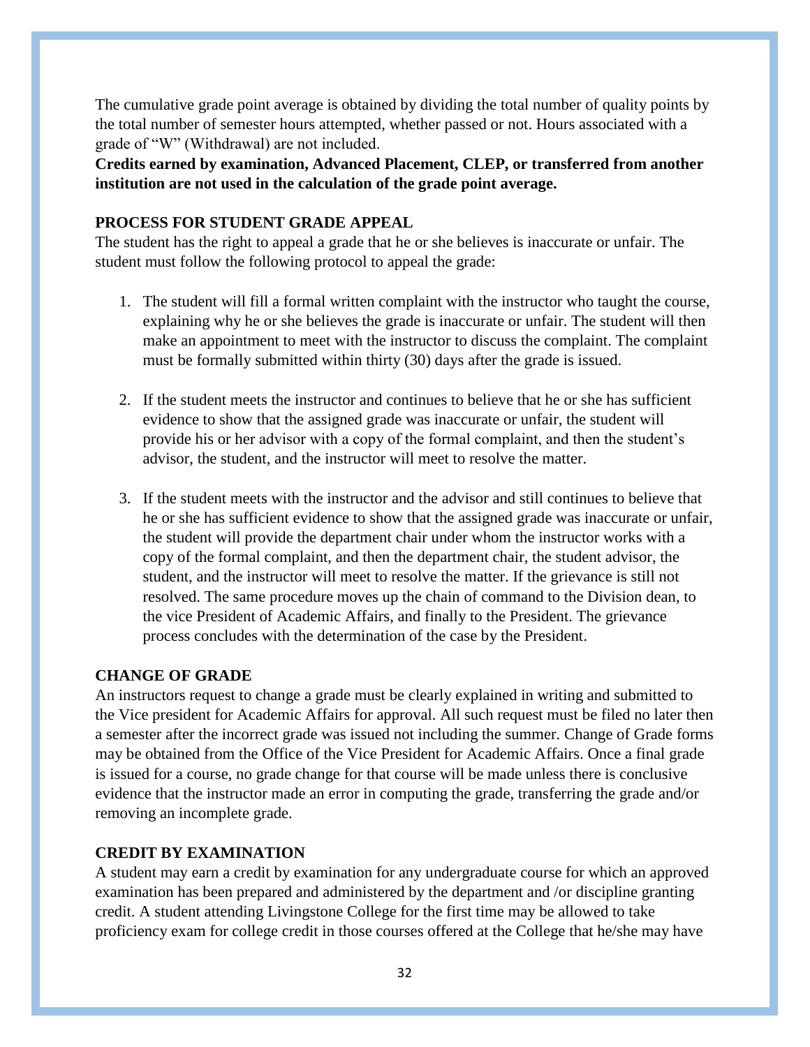The cumulative grade point average is obtained by dividing the total number of quality points by the total number of semester hours attempted, whether passed or not. Hours associated with a grade of "W" (Withdrawal) are not included.

**Credits earned by examination, Advanced Placement, CLEP, or transferred from another institution are not used in the calculation of the grade point average.**

## PROCESS FOR STUDENT GRADE APPEAL

The student has the right to appeal a grade that he or she believes is inaccurate or unfair. The student must follow the following protocol to appeal the grade:

1. The student will fill a formal written complaint with the instructor who taught the course, explaining why he or she believes the grade is inaccurate or unfair. The student will then make an appointment to meet with the instructor to discuss the complaint. The complaint must be formally submitted within thirty (30) days after the grade is issued.

2. If the student meets the instructor and continues to believe that he or she has sufficient evidence to show that the assigned grade was inaccurate or unfair, the student will provide his or her advisor with a copy of the formal complaint, and then the student's advisor, the student, and the instructor will meet to resolve the matter.

3. If the student meets with the instructor and the advisor and still continues to believe that he or she has sufficient evidence to show that the assigned grade was inaccurate or unfair, the student will provide the department chair under whom the instructor works with a copy of the formal complaint, and then the department chair, the student advisor, the student, and the instructor will meet to resolve the matter. If the grievance is still not resolved. The same procedure moves up the chain of command to the Division dean, to the vice President of Academic Affairs, and finally to the President. The grievance process concludes with the determination of the case by the President.

## CHANGE OF GRADE

An instructors request to change a grade must be clearly explained in writing and submitted to the Vice president for Academic Affairs for approval. All such request must be filed no later then a semester after the incorrect grade was issued not including the summer. Change of Grade forms may be obtained from the Office of the Vice President for Academic Affairs. Once a final grade is issued for a course, no grade change for that course will be made unless there is conclusive evidence that the instructor made an error in computing the grade, transferring the grade and/or removing an incomplete grade.

## CREDIT BY EXAMINATION

A student may earn a credit by examination for any undergraduate course for which an approved examination has been prepared and administered by the department and /or discipline granting credit. A student attending Livingstone College for the first time may be allowed to take proficiency exam for college credit in those courses offered at the College that he/she may have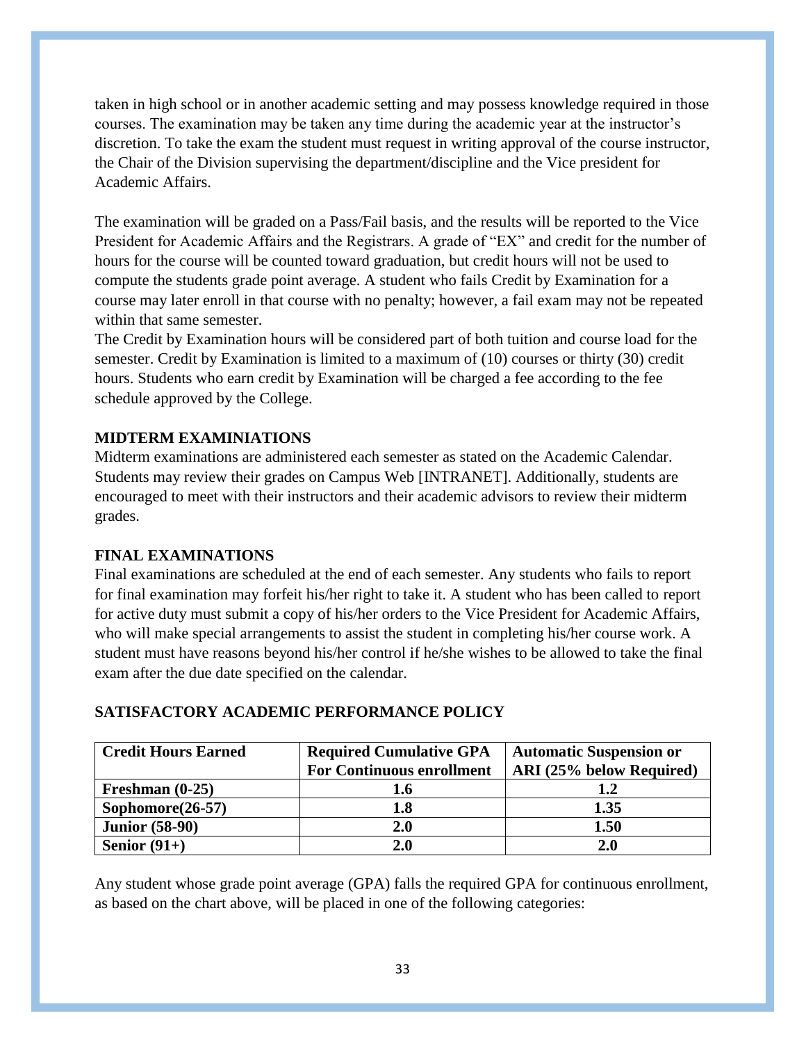taken in high school or in another academic setting and may possess knowledge required in those courses. The examination may be taken any time during the academic year at the instructor's discretion. To take the exam the student must request in writing approval of the course instructor, the Chair of the Division supervising the department/discipline and the Vice president for Academic Affairs.

The examination will be graded on a Pass/Fail basis, and the results will be reported to the Vice President for Academic Affairs and the Registrars. A grade of "EX" and credit for the number of hours for the course will be counted toward graduation, but credit hours will not be used to compute the students grade point average. A student who fails Credit by Examination for a course may later enroll in that course with no penalty; however, a fail exam may not be repeated within that same semester.

The Credit by Examination hours will be considered part of both tuition and course load for the semester. Credit by Examination is limited to a maximum of (10) courses or thirty (30) credit hours. Students who earn credit by Examination will be charged a fee according to the fee schedule approved by the College.

**MIDTERM EXAMINIATIONS**

Midterm examinations are administered each semester as stated on the Academic Calendar. Students may review their grades on Campus Web [INTRANET]. Additionally, students are encouraged to meet with their instructors and their academic advisors to review their midterm grades.

**FINAL EXAMINATIONS**

Final examinations are scheduled at the end of each semester. Any students who fails to report for final examination may forfeit his/her right to take it. A student who has been called to report for active duty must submit a copy of his/her orders to the Vice President for Academic Affairs, who will make special arrangements to assist the student in completing his/her course work. A student must have reasons beyond his/her control if he/she wishes to be allowed to take the final exam after the due date specified on the calendar.

**SATISFACTORY ACADEMIC PERFORMANCE POLICY**

| Credit Hours Earned | Required Cumulative GPA For Continuous enrollment | Automatic Suspension or ARI (25% below Required) |
|---|---|---|
| **Freshman (0-25)** | **1.6** | **1.2** |
| **Sophomore(26-57)** | **1.8** | **1.35** |
| **Junior (58-90)** | **2.0** | **1.50** |
| **Senior (91+)** | **2.0** | **2.0** |

Any student whose grade point average (GPA) falls the required GPA for continuous enrollment, as based on the chart above, will be placed in one of the following categories: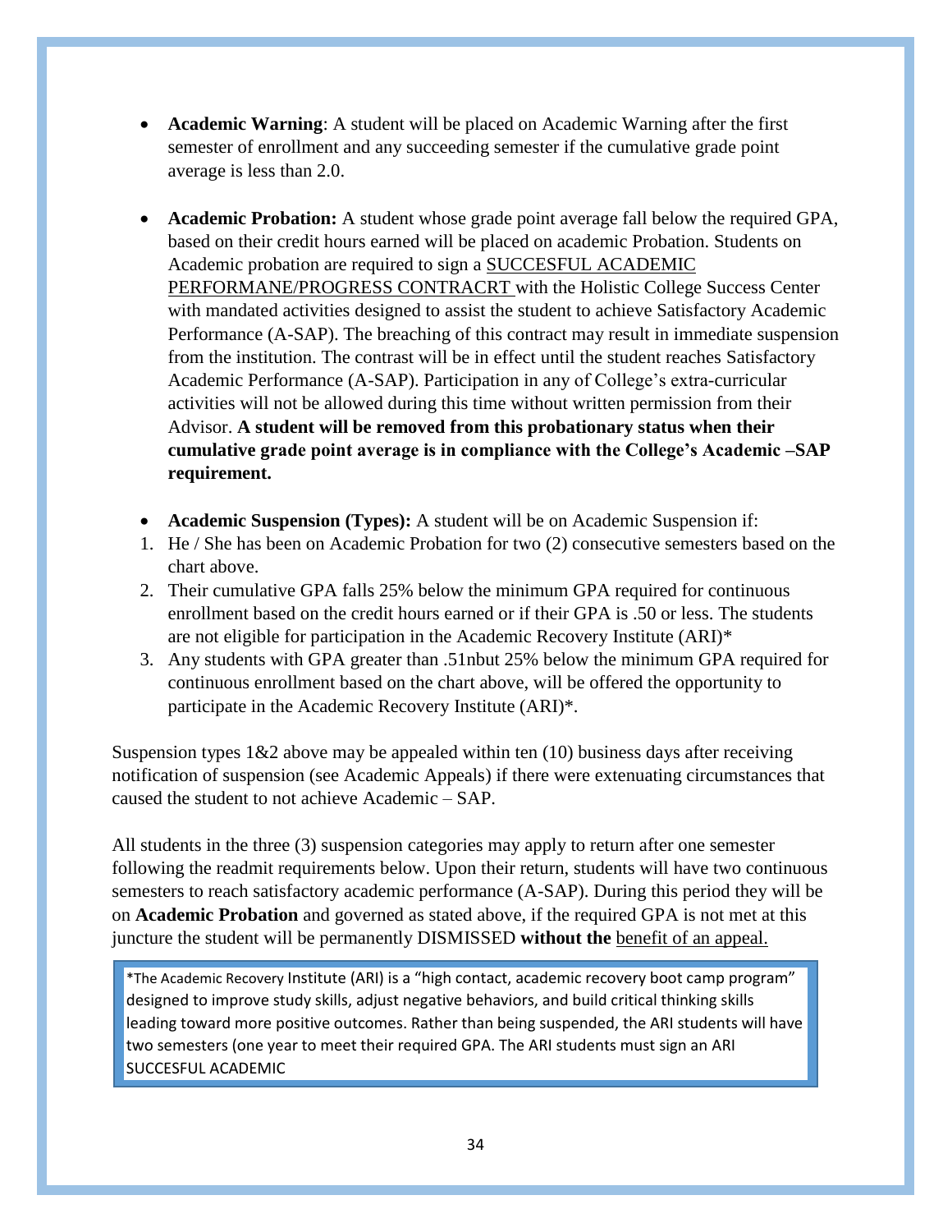- **Academic Warning**: A student will be placed on Academic Warning after the first semester of enrollment and any succeeding semester if the cumulative grade point average is less than 2.0.

- **Academic Probation:** A student whose grade point average fall below the required GPA, based on their credit hours earned will be placed on academic Probation. Students on Academic probation are required to sign a <u>SUCCESFUL ACADEMIC PERFORMANE/PROGRESS CONTRACRT</u> with the Holistic College Success Center with mandated activities designed to assist the student to achieve Satisfactory Academic Performance (A-SAP). The breaching of this contract may result in immediate suspension from the institution. The contrast will be in effect until the student reaches Satisfactory Academic Performance (A-SAP). Participation in any of College's extra-curricular activities will not be allowed during this time without written permission from their Advisor. **A student will be removed from this probationary status when their cumulative grade point average is in compliance with the College's Academic –SAP requirement.**

- **Academic Suspension (Types):** A student will be on Academic Suspension if:

1. He / She has been on Academic Probation for two (2) consecutive semesters based on the chart above.
2. Their cumulative GPA falls 25% below the minimum GPA required for continuous enrollment based on the credit hours earned or if their GPA is .50 or less. The students are not eligible for participation in the Academic Recovery Institute (ARI)*
3. Any students with GPA greater than .51nbut 25% below the minimum GPA required for continuous enrollment based on the chart above, will be offered the opportunity to participate in the Academic Recovery Institute (ARI)*.

Suspension types 1&2 above may be appealed within ten (10) business days after receiving notification of suspension (see Academic Appeals) if there were extenuating circumstances that caused the student to not achieve Academic – SAP.

All students in the three (3) suspension categories may apply to return after one semester following the readmit requirements below. Upon their return, students will have two continuous semesters to reach satisfactory academic performance (A-SAP). During this period they will be on **Academic Probation** and governed as stated above, if the required GPA is not met at this juncture the student will be permanently DISMISSED **without the** <u>benefit of an appeal.</u>

*The Academic Recovery Institute (ARI) is a "high contact, academic recovery boot camp program" designed to improve study skills, adjust negative behaviors, and build critical thinking skills leading toward more positive outcomes. Rather than being suspended, the ARI students will have two semesters (one year to meet their required GPA. The ARI students must sign an ARI SUCCESFUL ACADEMIC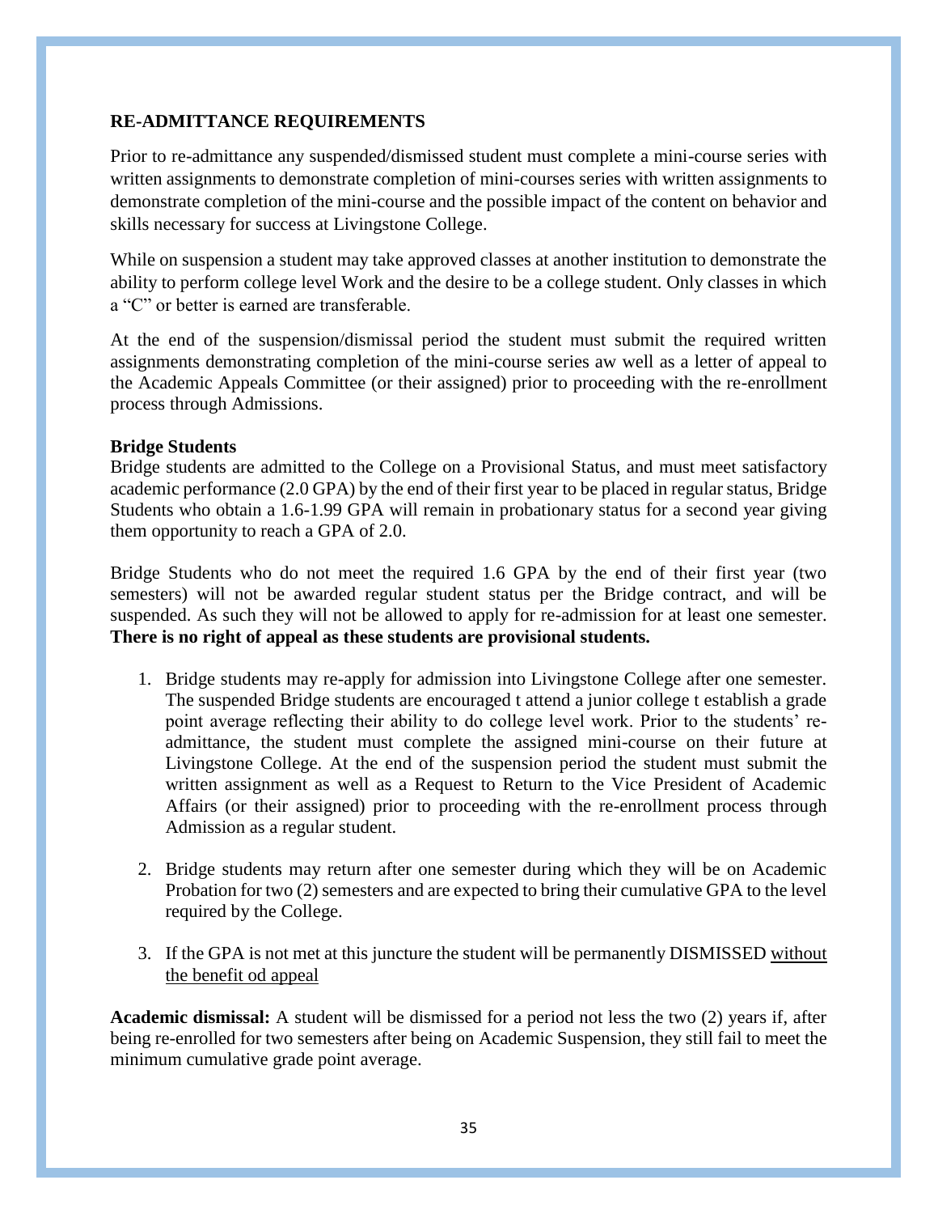**RE-ADMITTANCE REQUIREMENTS**

Prior to re-admittance any suspended/dismissed student must complete a mini-course series with written assignments to demonstrate completion of mini-courses series with written assignments to demonstrate completion of the mini-course and the possible impact of the content on behavior and skills necessary for success at Livingstone College.

While on suspension a student may take approved classes at another institution to demonstrate the ability to perform college level Work and the desire to be a college student. Only classes in which a "C" or better is earned are transferable.

At the end of the suspension/dismissal period the student must submit the required written assignments demonstrating completion of the mini-course series aw well as a letter of appeal to the Academic Appeals Committee (or their assigned) prior to proceeding with the re-enrollment process through Admissions.

**Bridge Students**

Bridge students are admitted to the College on a Provisional Status, and must meet satisfactory academic performance (2.0 GPA) by the end of their first year to be placed in regular status, Bridge Students who obtain a 1.6-1.99 GPA will remain in probationary status for a second year giving them opportunity to reach a GPA of 2.0.

Bridge Students who do not meet the required 1.6 GPA by the end of their first year (two semesters) will not be awarded regular student status per the Bridge contract, and will be suspended. As such they will not be allowed to apply for re-admission for at least one semester. **There is no right of appeal as these students are provisional students.**

1. Bridge students may re-apply for admission into Livingstone College after one semester. The suspended Bridge students are encouraged t attend a junior college t establish a grade point average reflecting their ability to do college level work. Prior to the students' re-admittance, the student must complete the assigned mini-course on their future at Livingstone College. At the end of the suspension period the student must submit the written assignment as well as a Request to Return to the Vice President of Academic Affairs (or their assigned) prior to proceeding with the re-enrollment process through Admission as a regular student.

2. Bridge students may return after one semester during which they will be on Academic Probation for two (2) semesters and are expected to bring their cumulative GPA to the level required by the College.

3. If the GPA is not met at this juncture the student will be permanently DISMISSED <u>without the benefit od appeal</u>

**Academic dismissal:** A student will be dismissed for a period not less the two (2) years if, after being re-enrolled for two semesters after being on Academic Suspension, they still fail to meet the minimum cumulative grade point average.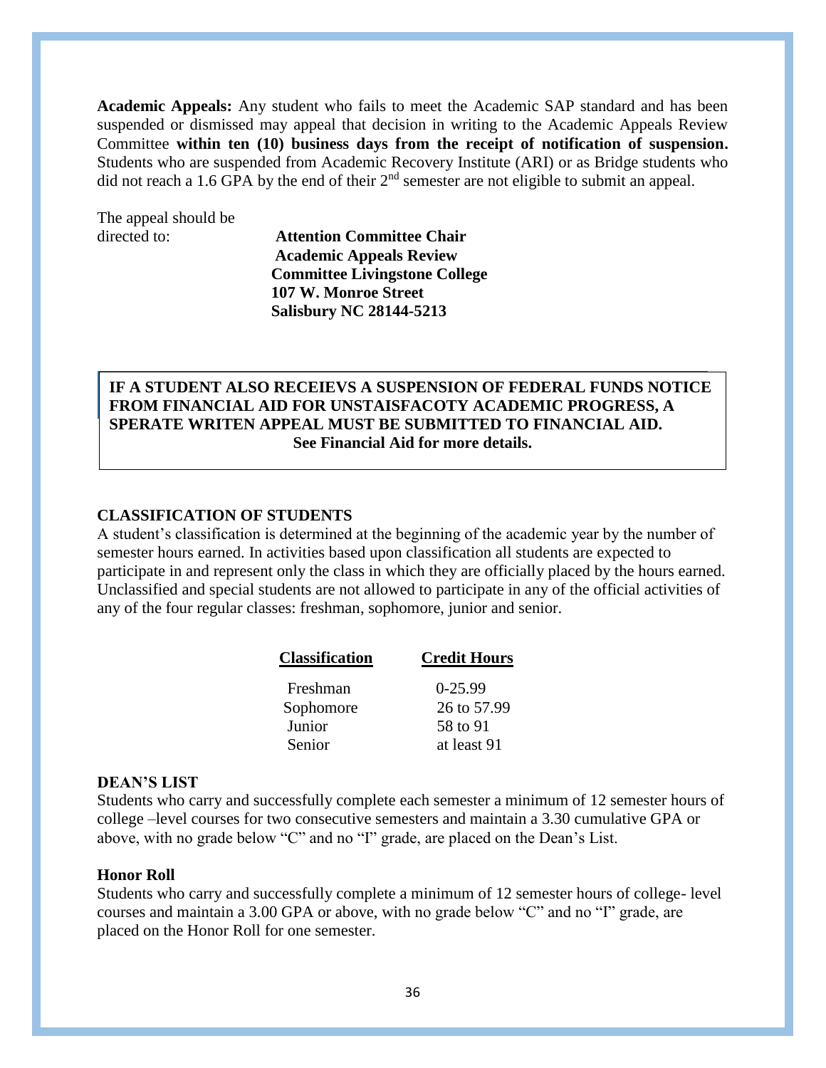**Academic Appeals:** Any student who fails to meet the Academic SAP standard and has been suspended or dismissed may appeal that decision in writing to the Academic Appeals Review Committee **within ten (10) business days from the receipt of notification of suspension.** Students who are suspended from Academic Recovery Institute (ARI) or as Bridge students who did not reach a 1.6 GPA by the end of their 2nd semester are not eligible to submit an appeal.

The appeal should be directed to:

**Attention Committee Chair**
**Academic Appeals Review**
**Committee Livingstone College**
**107 W. Monroe Street**
**Salisbury NC 28144-5213**

**IF A STUDENT ALSO RECEIEVS A SUSPENSION OF FEDERAL FUNDS NOTICE FROM FINANCIAL AID FOR UNSTAISFACOTY ACADEMIC PROGRESS, A SPERATE WRITEN APPEAL MUST BE SUBMITTED TO FINANCIAL AID.**
**See Financial Aid for more details.**

## CLASSIFICATION OF STUDENTS

A student's classification is determined at the beginning of the academic year by the number of semester hours earned. In activities based upon classification all students are expected to participate in and represent only the class in which they are officially placed by the hours earned. Unclassified and special students are not allowed to participate in any of the official activities of any of the four regular classes: freshman, sophomore, junior and senior.

| Classification | Credit Hours |
|---|---|
| Freshman | 0-25.99 |
| Sophomore | 26 to 57.99 |
| Junior | 58 to 91 |
| Senior | at least 91 |

## DEAN'S LIST

Students who carry and successfully complete each semester a minimum of 12 semester hours of college –level courses for two consecutive semesters and maintain a 3.30 cumulative GPA or above, with no grade below "C" and no "I" grade, are placed on the Dean's List.

### Honor Roll

Students who carry and successfully complete a minimum of 12 semester hours of college- level courses and maintain a 3.00 GPA or above, with no grade below "C" and no "I" grade, are placed on the Honor Roll for one semester.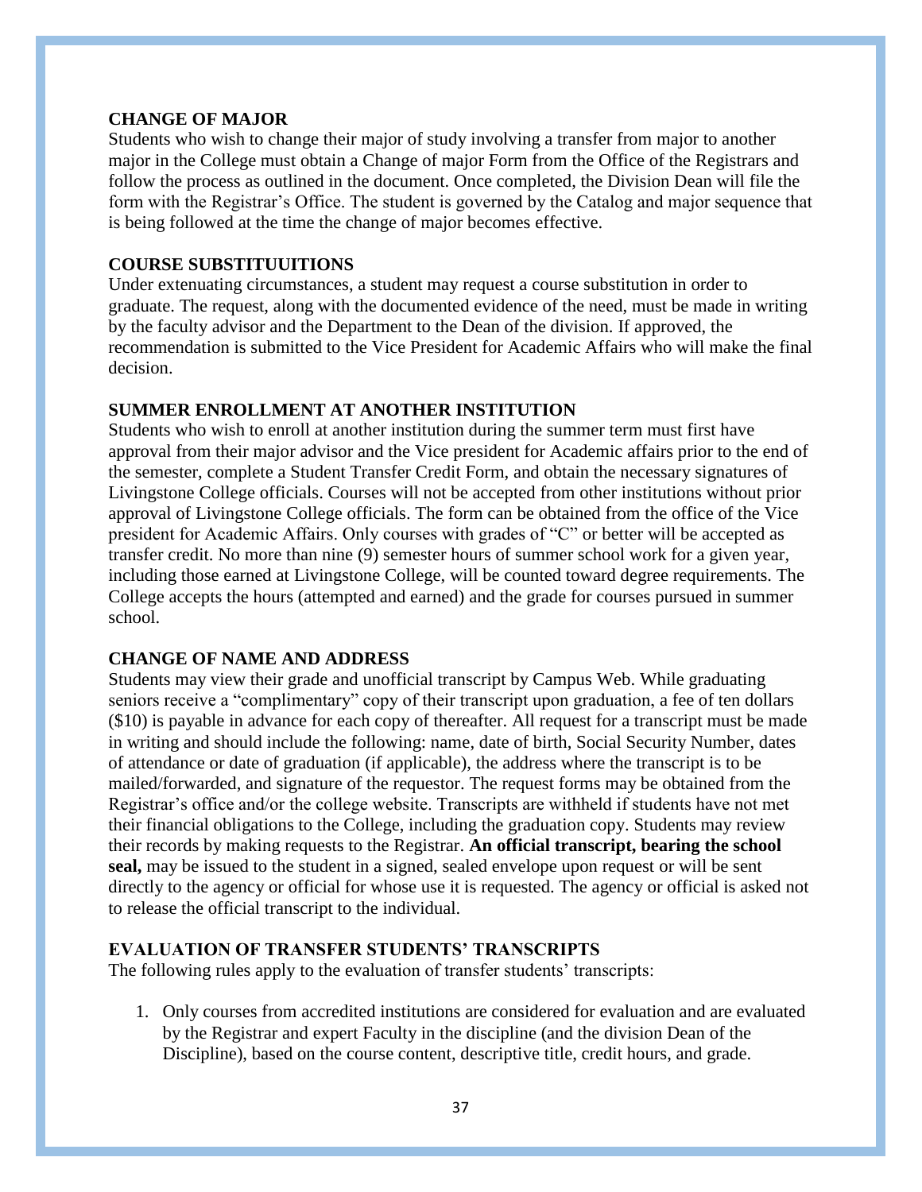### CHANGE OF MAJOR

Students who wish to change their major of study involving a transfer from major to another major in the College must obtain a Change of major Form from the Office of the Registrars and follow the process as outlined in the document. Once completed, the Division Dean will file the form with the Registrar's Office. The student is governed by the Catalog and major sequence that is being followed at the time the change of major becomes effective.

### COURSE SUBSTITUUITIONS

Under extenuating circumstances, a student may request a course substitution in order to graduate. The request, along with the documented evidence of the need, must be made in writing by the faculty advisor and the Department to the Dean of the division. If approved, the recommendation is submitted to the Vice President for Academic Affairs who will make the final decision.

### SUMMER ENROLLMENT AT ANOTHER INSTITUTION

Students who wish to enroll at another institution during the summer term must first have approval from their major advisor and the Vice president for Academic affairs prior to the end of the semester, complete a Student Transfer Credit Form, and obtain the necessary signatures of Livingstone College officials. Courses will not be accepted from other institutions without prior approval of Livingstone College officials. The form can be obtained from the office of the Vice president for Academic Affairs. Only courses with grades of "C" or better will be accepted as transfer credit. No more than nine (9) semester hours of summer school work for a given year, including those earned at Livingstone College, will be counted toward degree requirements. The College accepts the hours (attempted and earned) and the grade for courses pursued in summer school.

### CHANGE OF NAME AND ADDRESS

Students may view their grade and unofficial transcript by Campus Web. While graduating seniors receive a "complimentary" copy of their transcript upon graduation, a fee of ten dollars ($10) is payable in advance for each copy of thereafter. All request for a transcript must be made in writing and should include the following: name, date of birth, Social Security Number, dates of attendance or date of graduation (if applicable), the address where the transcript is to be mailed/forwarded, and signature of the requestor. The request forms may be obtained from the Registrar's office and/or the college website. Transcripts are withheld if students have not met their financial obligations to the College, including the graduation copy. Students may review their records by making requests to the Registrar. **An official transcript, bearing the school seal,** may be issued to the student in a signed, sealed envelope upon request or will be sent directly to the agency or official for whose use it is requested. The agency or official is asked not to release the official transcript to the individual.

### EVALUATION OF TRANSFER STUDENTS' TRANSCRIPTS

The following rules apply to the evaluation of transfer students' transcripts:

1. Only courses from accredited institutions are considered for evaluation and are evaluated by the Registrar and expert Faculty in the discipline (and the division Dean of the Discipline), based on the course content, descriptive title, credit hours, and grade.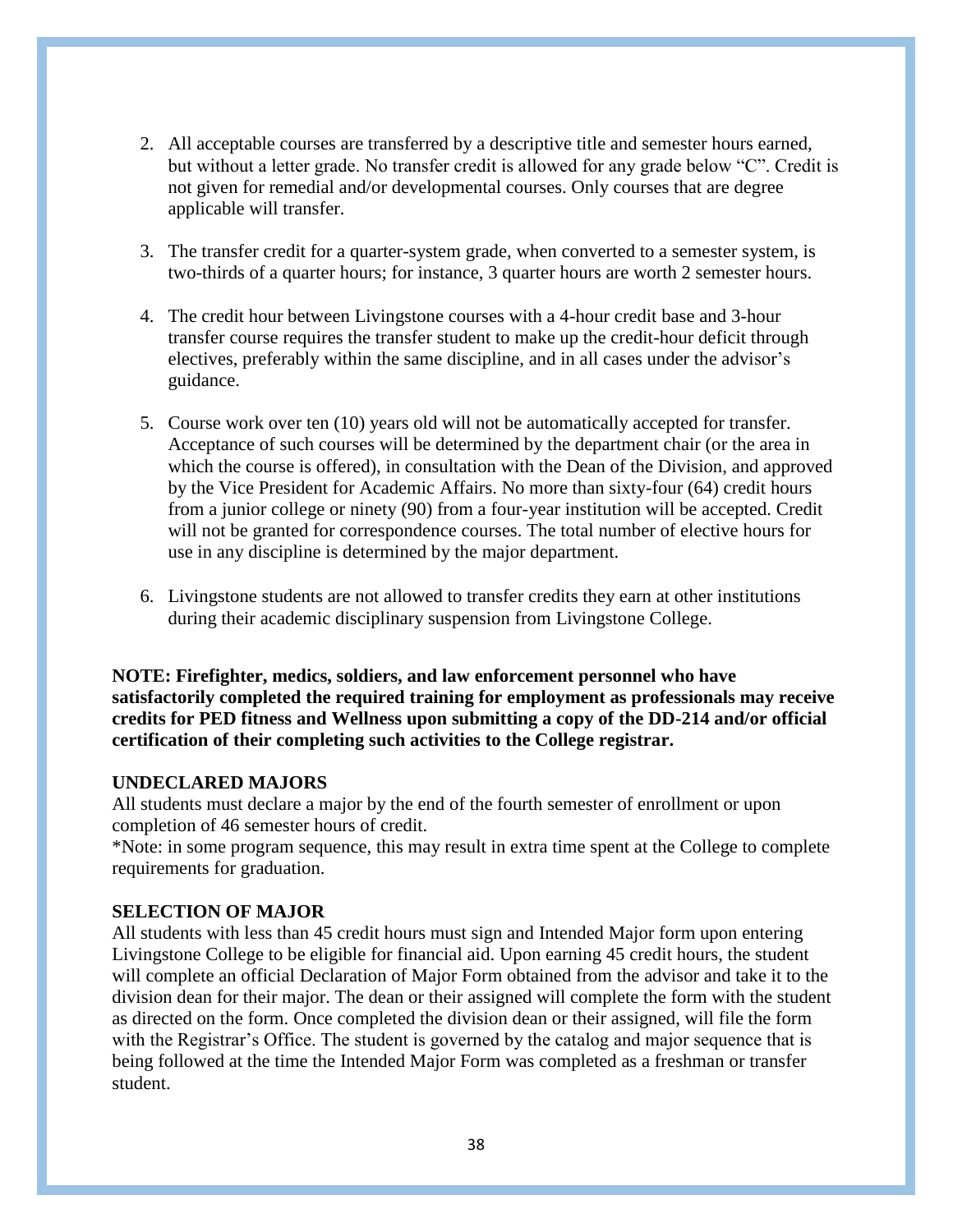2. All acceptable courses are transferred by a descriptive title and semester hours earned, but without a letter grade. No transfer credit is allowed for any grade below "C". Credit is not given for remedial and/or developmental courses. Only courses that are degree applicable will transfer.

3. The transfer credit for a quarter-system grade, when converted to a semester system, is two-thirds of a quarter hours; for instance, 3 quarter hours are worth 2 semester hours.

4. The credit hour between Livingstone courses with a 4-hour credit base and 3-hour transfer course requires the transfer student to make up the credit-hour deficit through electives, preferably within the same discipline, and in all cases under the advisor's guidance.

5. Course work over ten (10) years old will not be automatically accepted for transfer. Acceptance of such courses will be determined by the department chair (or the area in which the course is offered), in consultation with the Dean of the Division, and approved by the Vice President for Academic Affairs. No more than sixty-four (64) credit hours from a junior college or ninety (90) from a four-year institution will be accepted. Credit will not be granted for correspondence courses. The total number of elective hours for use in any discipline is determined by the major department.

6. Livingstone students are not allowed to transfer credits they earn at other institutions during their academic disciplinary suspension from Livingstone College.

**NOTE: Firefighter, medics, soldiers, and law enforcement personnel who have satisfactorily completed the required training for employment as professionals may receive credits for PED fitness and Wellness upon submitting a copy of the DD-214 and/or official certification of their completing such activities to the College registrar.**

### UNDECLARED MAJORS

All students must declare a major by the end of the fourth semester of enrollment or upon completion of 46 semester hours of credit.

*Note: in some program sequence, this may result in extra time spent at the College to complete requirements for graduation.

### SELECTION OF MAJOR

All students with less than 45 credit hours must sign and Intended Major form upon entering Livingstone College to be eligible for financial aid. Upon earning 45 credit hours, the student will complete an official Declaration of Major Form obtained from the advisor and take it to the division dean for their major. The dean or their assigned will complete the form with the student as directed on the form. Once completed the division dean or their assigned, will file the form with the Registrar's Office. The student is governed by the catalog and major sequence that is being followed at the time the Intended Major Form was completed as a freshman or transfer student.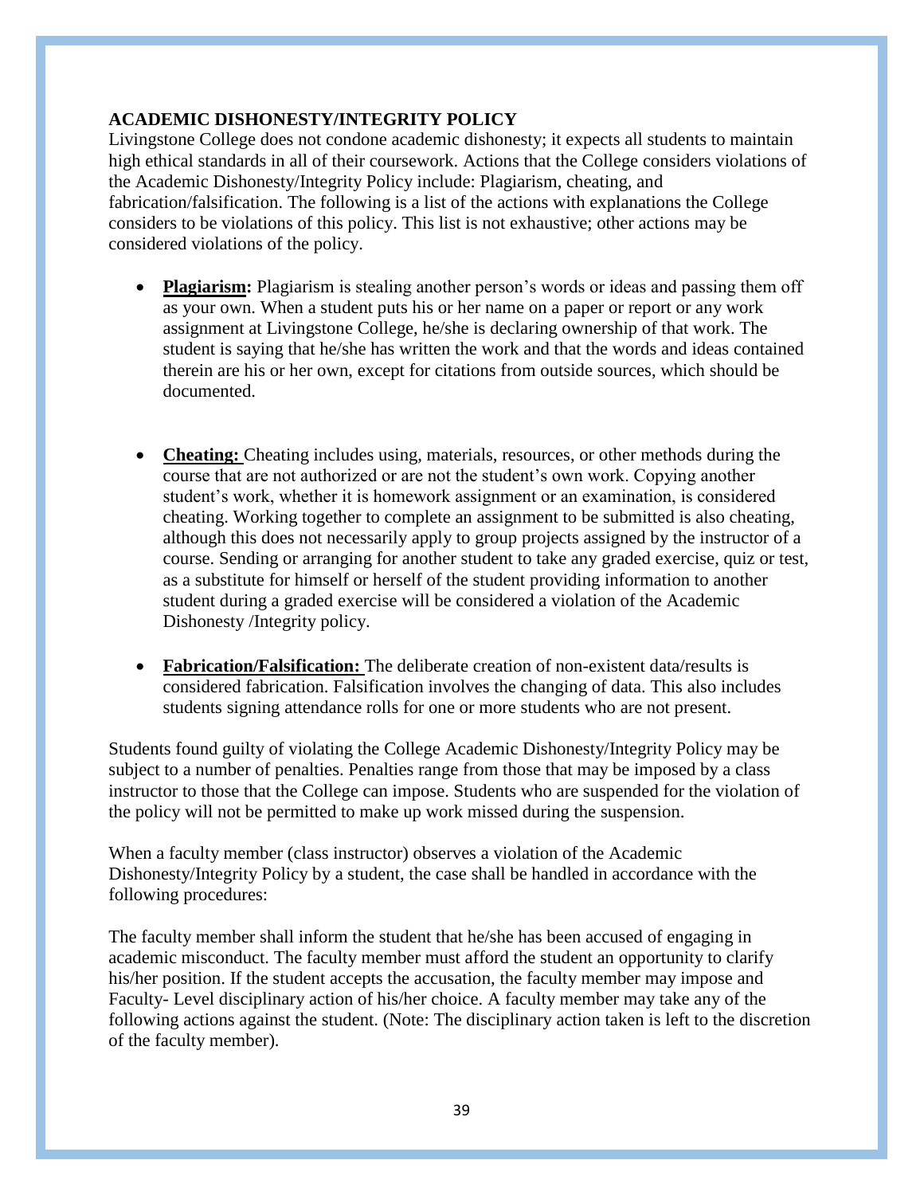**ACADEMIC DISHONESTY/INTEGRITY POLICY**

Livingstone College does not condone academic dishonesty; it expects all students to maintain high ethical standards in all of their coursework. Actions that the College considers violations of the Academic Dishonesty/Integrity Policy include: Plagiarism, cheating, and fabrication/falsification. The following is a list of the actions with explanations the College considers to be violations of this policy. This list is not exhaustive; other actions may be considered violations of the policy.

- **Plagiarism:** Plagiarism is stealing another person's words or ideas and passing them off as your own. When a student puts his or her name on a paper or report or any work assignment at Livingstone College, he/she is declaring ownership of that work. The student is saying that he/she has written the work and that the words and ideas contained therein are his or her own, except for citations from outside sources, which should be documented.

- **Cheating:** Cheating includes using, materials, resources, or other methods during the course that are not authorized or are not the student's own work. Copying another student's work, whether it is homework assignment or an examination, is considered cheating. Working together to complete an assignment to be submitted is also cheating, although this does not necessarily apply to group projects assigned by the instructor of a course. Sending or arranging for another student to take any graded exercise, quiz or test, as a substitute for himself or herself of the student providing information to another student during a graded exercise will be considered a violation of the Academic Dishonesty /Integrity policy.

- **Fabrication/Falsification:** The deliberate creation of non-existent data/results is considered fabrication. Falsification involves the changing of data. This also includes students signing attendance rolls for one or more students who are not present.

Students found guilty of violating the College Academic Dishonesty/Integrity Policy may be subject to a number of penalties. Penalties range from those that may be imposed by a class instructor to those that the College can impose. Students who are suspended for the violation of the policy will not be permitted to make up work missed during the suspension.

When a faculty member (class instructor) observes a violation of the Academic Dishonesty/Integrity Policy by a student, the case shall be handled in accordance with the following procedures:

The faculty member shall inform the student that he/she has been accused of engaging in academic misconduct. The faculty member must afford the student an opportunity to clarify his/her position. If the student accepts the accusation, the faculty member may impose and Faculty- Level disciplinary action of his/her choice. A faculty member may take any of the following actions against the student. (Note: The disciplinary action taken is left to the discretion of the faculty member).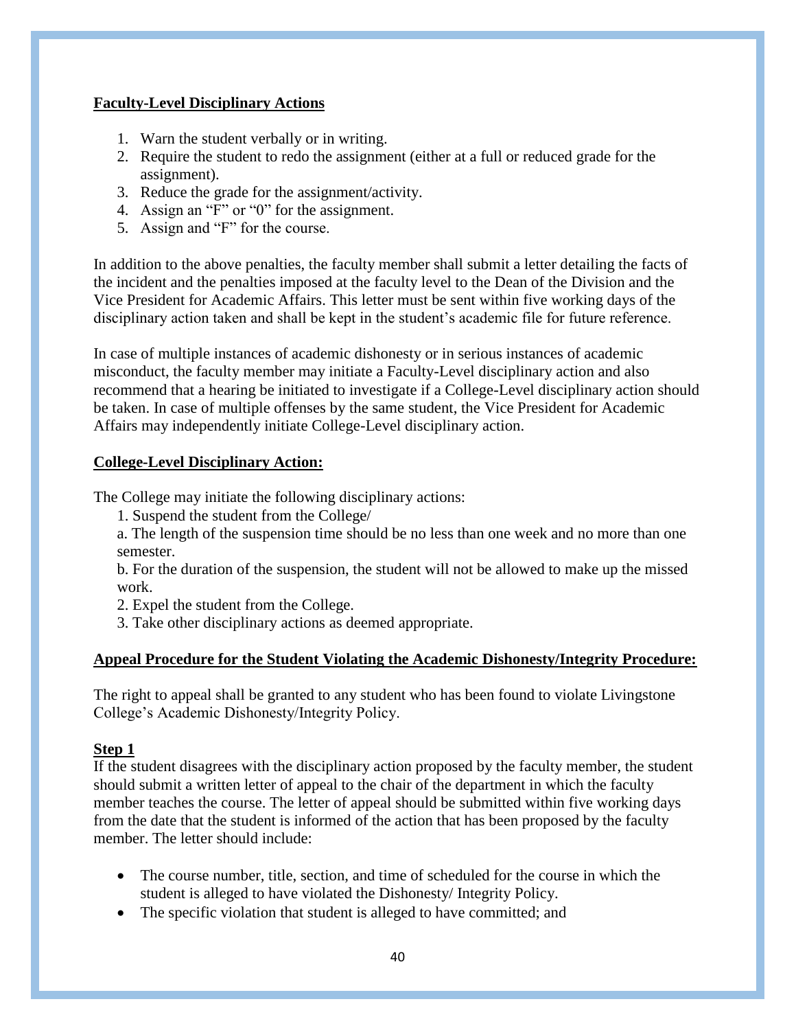**Faculty-Level Disciplinary Actions**

1. Warn the student verbally or in writing.
2. Require the student to redo the assignment (either at a full or reduced grade for the assignment).
3. Reduce the grade for the assignment/activity.
4. Assign an "F" or "0" for the assignment.
5. Assign and "F" for the course.

In addition to the above penalties, the faculty member shall submit a letter detailing the facts of the incident and the penalties imposed at the faculty level to the Dean of the Division and the Vice President for Academic Affairs. This letter must be sent within five working days of the disciplinary action taken and shall be kept in the student's academic file for future reference.

In case of multiple instances of academic dishonesty or in serious instances of academic misconduct, the faculty member may initiate a Faculty-Level disciplinary action and also recommend that a hearing be initiated to investigate if a College-Level disciplinary action should be taken. In case of multiple offenses by the same student, the Vice President for Academic Affairs may independently initiate College-Level disciplinary action.

**College-Level Disciplinary Action:**

The College may initiate the following disciplinary actions:

1. Suspend the student from the College/

a. The length of the suspension time should be no less than one week and no more than one semester.

b. For the duration of the suspension, the student will not be allowed to make up the missed work.

2. Expel the student from the College.

3. Take other disciplinary actions as deemed appropriate.

**Appeal Procedure for the Student Violating the Academic Dishonesty/Integrity Procedure:**

The right to appeal shall be granted to any student who has been found to violate Livingstone College's Academic Dishonesty/Integrity Policy.

**Step 1**

If the student disagrees with the disciplinary action proposed by the faculty member, the student should submit a written letter of appeal to the chair of the department in which the faculty member teaches the course. The letter of appeal should be submitted within five working days from the date that the student is informed of the action that has been proposed by the faculty member. The letter should include:

- The course number, title, section, and time of scheduled for the course in which the student is alleged to have violated the Dishonesty/ Integrity Policy.
- The specific violation that student is alleged to have committed; and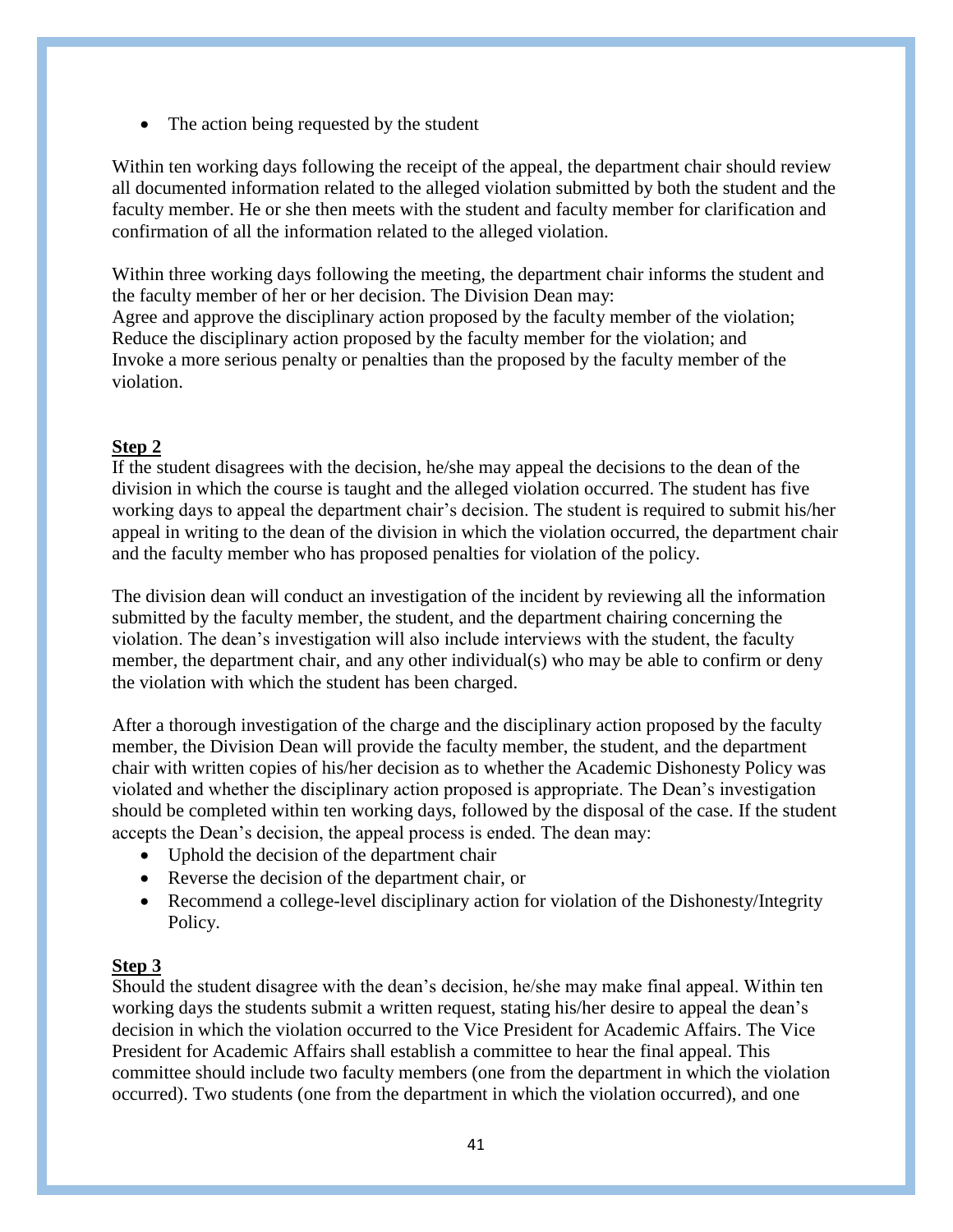- The action being requested by the student

Within ten working days following the receipt of the appeal, the department chair should review all documented information related to the alleged violation submitted by both the student and the faculty member. He or she then meets with the student and faculty member for clarification and confirmation of all the information related to the alleged violation.

Within three working days following the meeting, the department chair informs the student and the faculty member of her or her decision. The Division Dean may:
Agree and approve the disciplinary action proposed by the faculty member of the violation;
Reduce the disciplinary action proposed by the faculty member for the violation; and
Invoke a more serious penalty or penalties than the proposed by the faculty member of the violation.

**Step 2**

If the student disagrees with the decision, he/she may appeal the decisions to the dean of the division in which the course is taught and the alleged violation occurred. The student has five working days to appeal the department chair's decision. The student is required to submit his/her appeal in writing to the dean of the division in which the violation occurred, the department chair and the faculty member who has proposed penalties for violation of the policy.

The division dean will conduct an investigation of the incident by reviewing all the information submitted by the faculty member, the student, and the department chairing concerning the violation. The dean's investigation will also include interviews with the student, the faculty member, the department chair, and any other individual(s) who may be able to confirm or deny the violation with which the student has been charged.

After a thorough investigation of the charge and the disciplinary action proposed by the faculty member, the Division Dean will provide the faculty member, the student, and the department chair with written copies of his/her decision as to whether the Academic Dishonesty Policy was violated and whether the disciplinary action proposed is appropriate. The Dean's investigation should be completed within ten working days, followed by the disposal of the case. If the student accepts the Dean's decision, the appeal process is ended. The dean may:

- Uphold the decision of the department chair
- Reverse the decision of the department chair, or
- Recommend a college-level disciplinary action for violation of the Dishonesty/Integrity Policy.

**Step 3**

Should the student disagree with the dean's decision, he/she may make final appeal. Within ten working days the students submit a written request, stating his/her desire to appeal the dean's decision in which the violation occurred to the Vice President for Academic Affairs. The Vice President for Academic Affairs shall establish a committee to hear the final appeal. This committee should include two faculty members (one from the department in which the violation occurred). Two students (one from the department in which the violation occurred), and one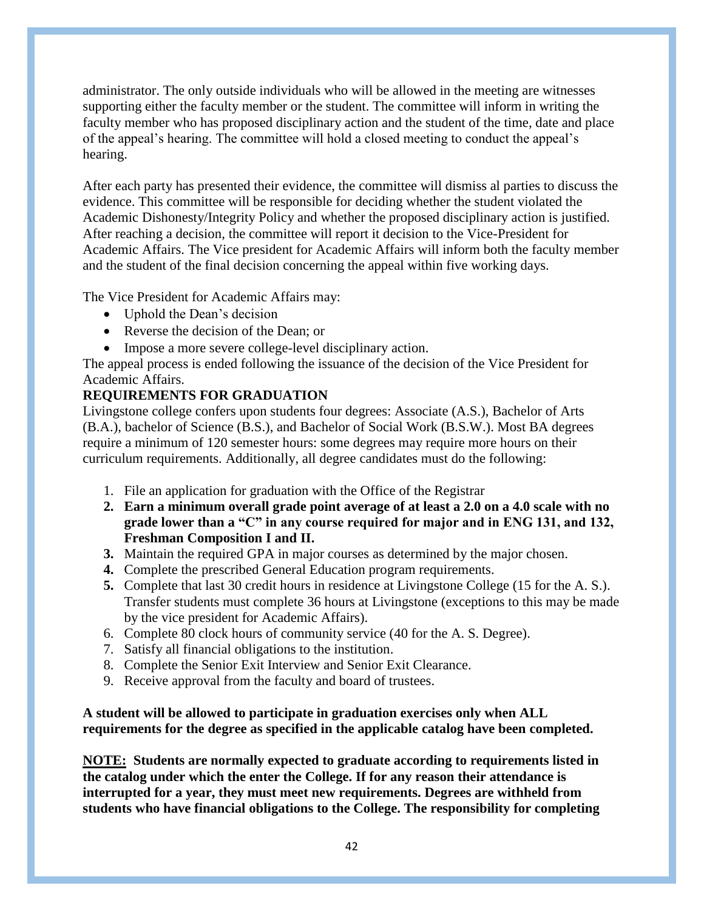administrator. The only outside individuals who will be allowed in the meeting are witnesses supporting either the faculty member or the student. The committee will inform in writing the faculty member who has proposed disciplinary action and the student of the time, date and place of the appeal's hearing. The committee will hold a closed meeting to conduct the appeal's hearing.

After each party has presented their evidence, the committee will dismiss al parties to discuss the evidence. This committee will be responsible for deciding whether the student violated the Academic Dishonesty/Integrity Policy and whether the proposed disciplinary action is justified. After reaching a decision, the committee will report it decision to the Vice-President for Academic Affairs. The Vice president for Academic Affairs will inform both the faculty member and the student of the final decision concerning the appeal within five working days.

The Vice President for Academic Affairs may:

- Uphold the Dean's decision
- Reverse the decision of the Dean; or
- Impose a more severe college-level disciplinary action.

The appeal process is ended following the issuance of the decision of the Vice President for Academic Affairs.

**REQUIREMENTS FOR GRADUATION**

Livingstone college confers upon students four degrees: Associate (A.S.), Bachelor of Arts (B.A.), bachelor of Science (B.S.), and Bachelor of Social Work (B.S.W.). Most BA degrees require a minimum of 120 semester hours: some degrees may require more hours on their curriculum requirements. Additionally, all degree candidates must do the following:

1. File an application for graduation with the Office of the Registrar
2. **Earn a minimum overall grade point average of at least a 2.0 on a 4.0 scale with no grade lower than a "C" in any course required for major and in ENG 131, and 132, Freshman Composition I and II.**
3. Maintain the required GPA in major courses as determined by the major chosen.
4. Complete the prescribed General Education program requirements.
5. Complete that last 30 credit hours in residence at Livingstone College (15 for the A. S.). Transfer students must complete 36 hours at Livingstone (exceptions to this may be made by the vice president for Academic Affairs).
6. Complete 80 clock hours of community service (40 for the A. S. Degree).
7. Satisfy all financial obligations to the institution.
8. Complete the Senior Exit Interview and Senior Exit Clearance.
9. Receive approval from the faculty and board of trustees.

**A student will be allowed to participate in graduation exercises only when ALL requirements for the degree as specified in the applicable catalog have been completed.**

**<u>NOTE:</u> Students are normally expected to graduate according to requirements listed in the catalog under which the enter the College. If for any reason their attendance is interrupted for a year, they must meet new requirements. Degrees are withheld from students who have financial obligations to the College. The responsibility for completing**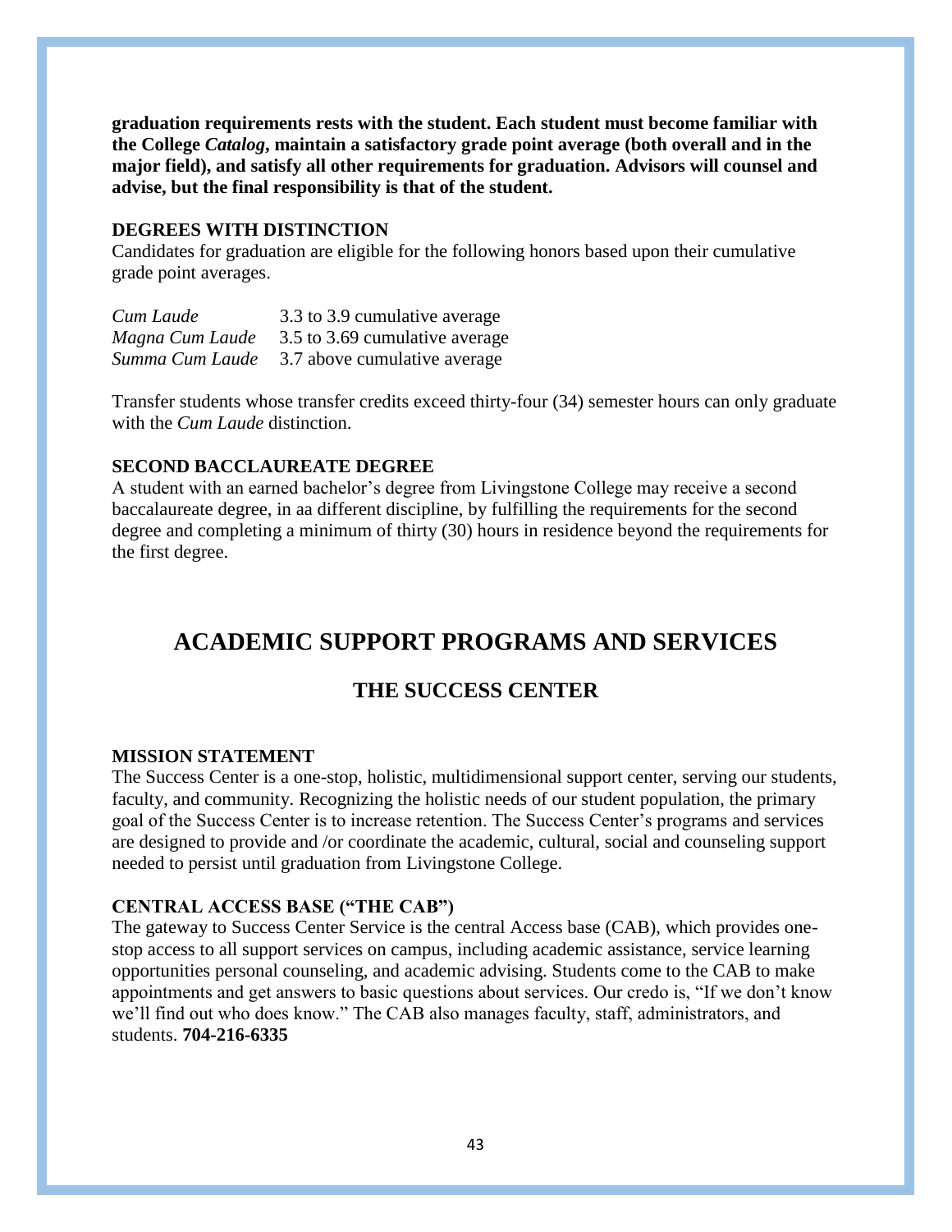**graduation requirements rests with the student. Each student must become familiar with the College *Catalog*, maintain a satisfactory grade point average (both overall and in the major field), and satisfy all other requirements for graduation. Advisors will counsel and advise, but the final responsibility is that of the student.**

### DEGREES WITH DISTINCTION

Candidates for graduation are eligible for the following honors based upon their cumulative grade point averages.

| | |
|---|---|
| *Cum Laude* | 3.3 to 3.9 cumulative average |
| *Magna Cum Laude* | 3.5 to 3.69 cumulative average |
| *Summa Cum Laude* | 3.7 above cumulative average |

Transfer students whose transfer credits exceed thirty-four (34) semester hours can only graduate with the *Cum Laude* distinction.

### SECOND BACCLAUREATE DEGREE

A student with an earned bachelor's degree from Livingstone College may receive a second baccalaureate degree, in aa different discipline, by fulfilling the requirements for the second degree and completing a minimum of thirty (30) hours in residence beyond the requirements for the first degree.

# ACADEMIC SUPPORT PROGRAMS AND SERVICES

## THE SUCCESS CENTER

### MISSION STATEMENT

The Success Center is a one-stop, holistic, multidimensional support center, serving our students, faculty, and community. Recognizing the holistic needs of our student population, the primary goal of the Success Center is to increase retention. The Success Center's programs and services are designed to provide and /or coordinate the academic, cultural, social and counseling support needed to persist until graduation from Livingstone College.

### CENTRAL ACCESS BASE ("THE CAB")

The gateway to Success Center Service is the central Access base (CAB), which provides one-stop access to all support services on campus, including academic assistance, service learning opportunities personal counseling, and academic advising. Students come to the CAB to make appointments and get answers to basic questions about services. Our credo is, "If we don't know we'll find out who does know." The CAB also manages faculty, staff, administrators, and students. **704-216-6335**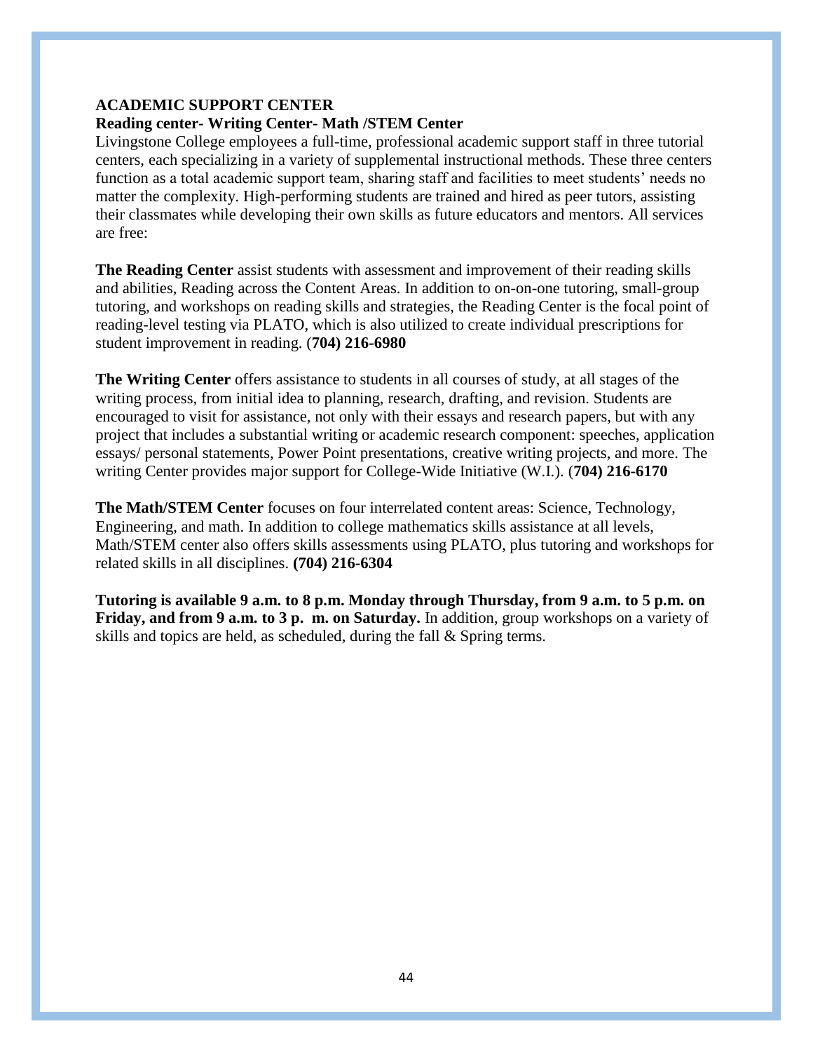## ACADEMIC SUPPORT CENTER

### Reading center- Writing Center- Math /STEM Center

Livingstone College employees a full-time, professional academic support staff in three tutorial centers, each specializing in a variety of supplemental instructional methods. These three centers function as a total academic support team, sharing staff and facilities to meet students' needs no matter the complexity. High-performing students are trained and hired as peer tutors, assisting their classmates while developing their own skills as future educators and mentors. All services are free:

**The Reading Center** assist students with assessment and improvement of their reading skills and abilities, Reading across the Content Areas. In addition to on-on-one tutoring, small-group tutoring, and workshops on reading skills and strategies, the Reading Center is the focal point of reading-level testing via PLATO, which is also utilized to create individual prescriptions for student improvement in reading. (**704) 216-6980**

**The Writing Center** offers assistance to students in all courses of study, at all stages of the writing process, from initial idea to planning, research, drafting, and revision. Students are encouraged to visit for assistance, not only with their essays and research papers, but with any project that includes a substantial writing or academic research component: speeches, application essays/ personal statements, Power Point presentations, creative writing projects, and more. The writing Center provides major support for College-Wide Initiative (W.I.). (**704) 216-6170**

**The Math/STEM Center** focuses on four interrelated content areas: Science, Technology, Engineering, and math. In addition to college mathematics skills assistance at all levels, Math/STEM center also offers skills assessments using PLATO, plus tutoring and workshops for related skills in all disciplines. **(704) 216-6304**

**Tutoring is available 9 a.m. to 8 p.m. Monday through Thursday, from 9 a.m. to 5 p.m. on Friday, and from 9 a.m. to 3 p. m. on Saturday.** In addition, group workshops on a variety of skills and topics are held, as scheduled, during the fall & Spring terms.